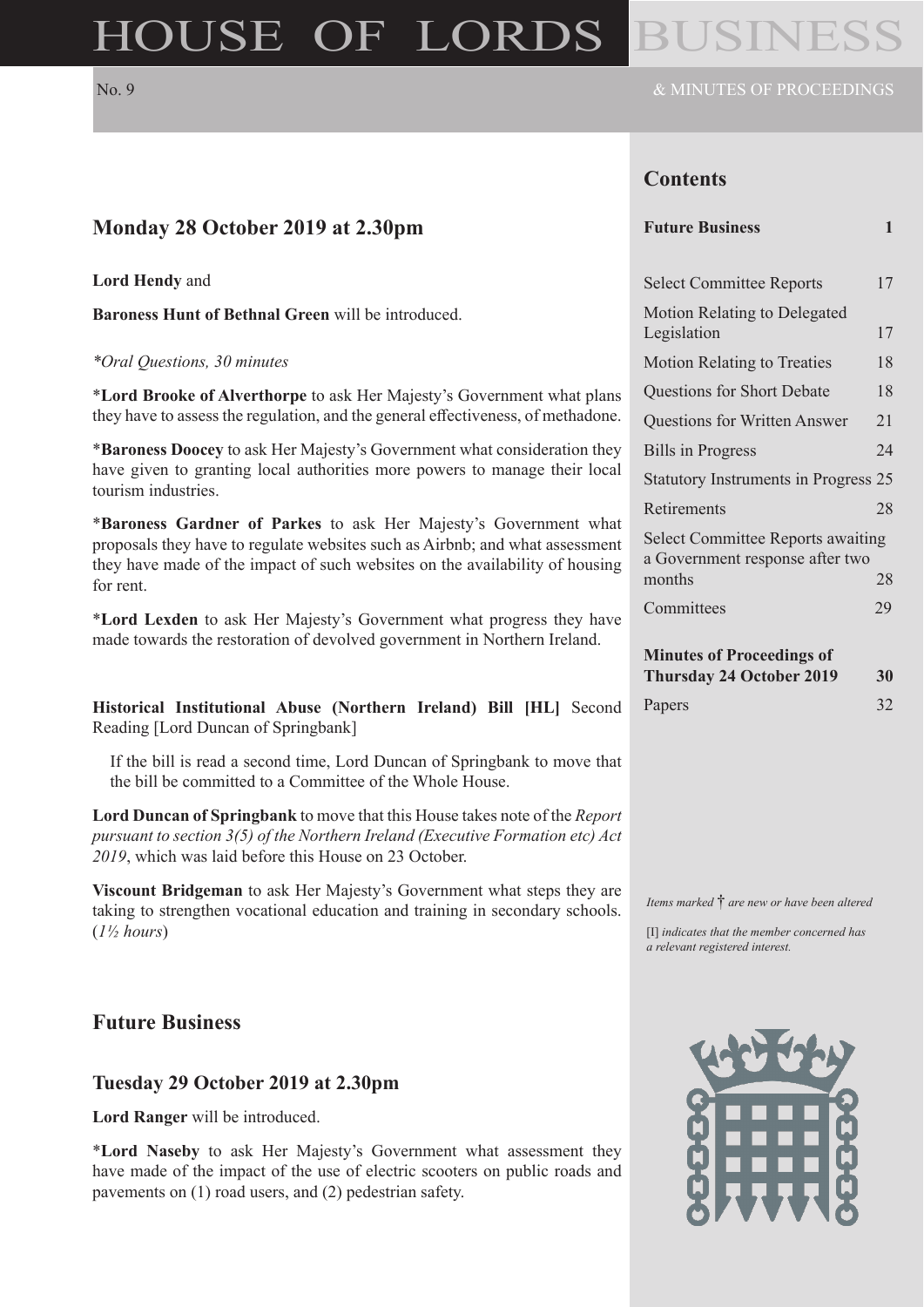# HOUSE OF LORDS BUSINESS

No. 9 & MINUTES OF PROCEEDINGS

## Contents

| | |
|---|---|
| **Future Business** | **1** |
| Select Committee Reports | 17 |
| Motion Relating to Delegated Legislation | 17 |
| Motion Relating to Treaties | 18 |
| Questions for Short Debate | 18 |
| Questions for Written Answer | 21 |
| Bills in Progress | 24 |
| Statutory Instruments in Progress | 25 |
| Retirements | 28 |
| Select Committee Reports awaiting a Government response after two months | 28 |
| Committees | 29 |
| **Minutes of Proceedings of Thursday 24 October 2019** | **30** |
| Papers | 32 |

*Items marked* † *are new or have been altered*

[I] *indicates that the member concerned has a relevant registered interest.*

## Monday 28 October 2019 at 2.30pm

**Lord Hendy** and

**Baroness Hunt of Bethnal Green** will be introduced.

*\*Oral Questions, 30 minutes*

\***Lord Brooke of Alverthorpe** to ask Her Majesty's Government what plans they have to assess the regulation, and the general effectiveness, of methadone.

\***Baroness Doocey** to ask Her Majesty's Government what consideration they have given to granting local authorities more powers to manage their local tourism industries.

\***Baroness Gardner of Parkes** to ask Her Majesty's Government what proposals they have to regulate websites such as Airbnb; and what assessment they have made of the impact of such websites on the availability of housing for rent.

\***Lord Lexden** to ask Her Majesty's Government what progress they have made towards the restoration of devolved government in Northern Ireland.

**Historical Institutional Abuse (Northern Ireland) Bill [HL]** Second Reading [Lord Duncan of Springbank]

If the bill is read a second time, Lord Duncan of Springbank to move that the bill be committed to a Committee of the Whole House.

**Lord Duncan of Springbank** to move that this House takes note of the *Report pursuant to section 3(5) of the Northern Ireland (Executive Formation etc) Act 2019*, which was laid before this House on 23 October.

**Viscount Bridgeman** to ask Her Majesty's Government what steps they are taking to strengthen vocational education and training in secondary schools. (*1½ hours*)

## Future Business

### Tuesday 29 October 2019 at 2.30pm

**Lord Ranger** will be introduced.

\***Lord Naseby** to ask Her Majesty's Government what assessment they have made of the impact of the use of electric scooters on public roads and pavements on (1) road users, and (2) pedestrian safety.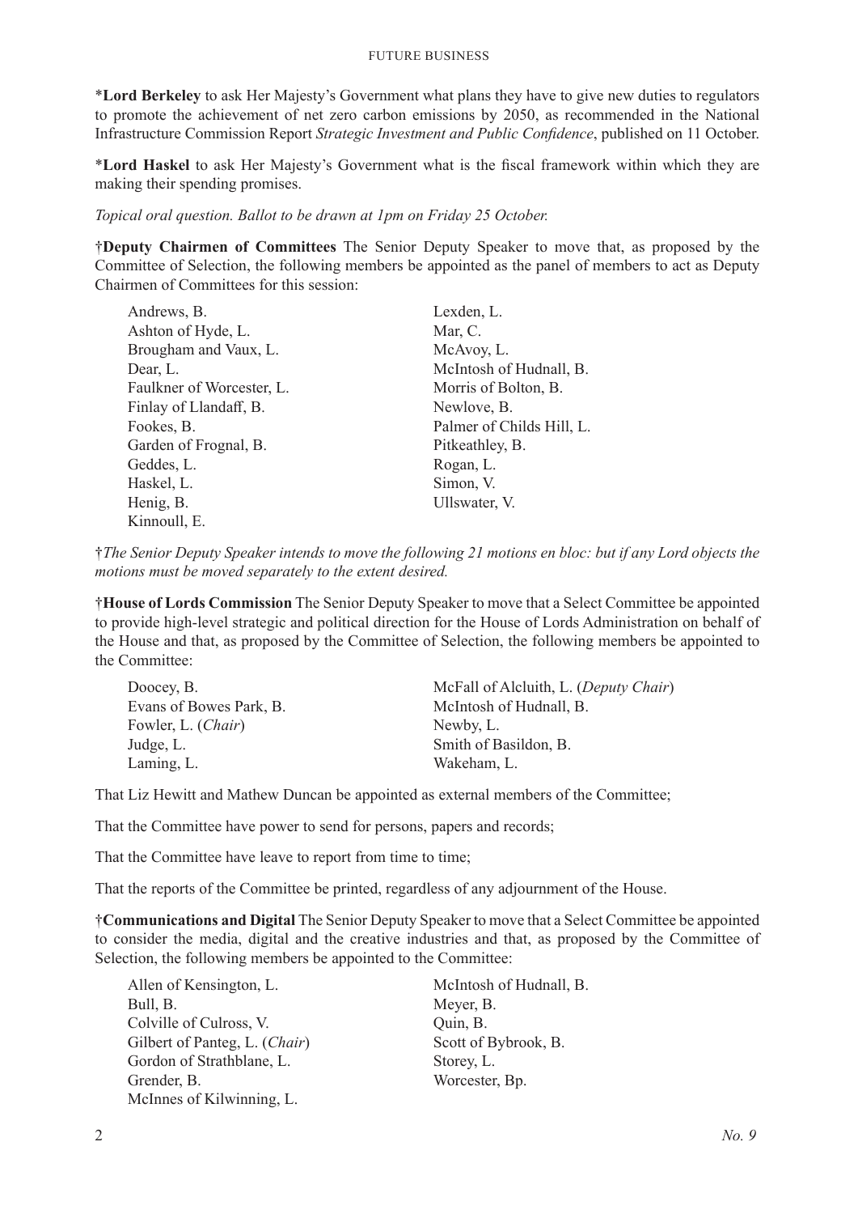*__Lord Berkeley__ to ask Her Majesty's Government what plans they have to give new duties to regulators to promote the achievement of net zero carbon emissions by 2050, as recommended in the National Infrastructure Commission Report *Strategic Investment and Public Confidence*, published on 11 October.

*__Lord Haskel__ to ask Her Majesty's Government what is the fiscal framework within which they are making their spending promises.

*Topical oral question. Ballot to be drawn at 1pm on Friday 25 October.*

†**Deputy Chairmen of Committees** The Senior Deputy Speaker to move that, as proposed by the Committee of Selection, the following members be appointed as the panel of members to act as Deputy Chairmen of Committees for this session:

Andrews, B.
Ashton of Hyde, L.
Brougham and Vaux, L.
Dear, L.
Faulkner of Worcester, L.
Finlay of Llandaff, B.
Fookes, B.
Garden of Frognal, B.
Geddes, L.
Haskel, L.
Henig, B.
Kinnoull, E.
Lexden, L.
Mar, C.
McAvoy, L.
McIntosh of Hudnall, B.
Morris of Bolton, B.
Newlove, B.
Palmer of Childs Hill, L.
Pitkeathley, B.
Rogan, L.
Simon, V.
Ullswater, V.

†*The Senior Deputy Speaker intends to move the following 21 motions en bloc: but if any Lord objects the motions must be moved separately to the extent desired.*

†**House of Lords Commission** The Senior Deputy Speaker to move that a Select Committee be appointed to provide high-level strategic and political direction for the House of Lords Administration on behalf of the House and that, as proposed by the Committee of Selection, the following members be appointed to the Committee:

Doocey, B.
Evans of Bowes Park, B.
Fowler, L. (*Chair*)
Judge, L.
Laming, L.
McFall of Alcluith, L. (*Deputy Chair*)
McIntosh of Hudnall, B.
Newby, L.
Smith of Basildon, B.
Wakeham, L.

That Liz Hewitt and Mathew Duncan be appointed as external members of the Committee;

That the Committee have power to send for persons, papers and records;

That the Committee have leave to report from time to time;

That the reports of the Committee be printed, regardless of any adjournment of the House.

†**Communications and Digital** The Senior Deputy Speaker to move that a Select Committee be appointed to consider the media, digital and the creative industries and that, as proposed by the Committee of Selection, the following members be appointed to the Committee:

Allen of Kensington, L.
Bull, B.
Colville of Culross, V.
Gilbert of Panteg, L. (*Chair*)
Gordon of Strathblane, L.
Grender, B.
McInnes of Kilwinning, L.
McIntosh of Hudnall, B.
Meyer, B.
Quin, B.
Scott of Bybrook, B.
Storey, L.
Worcester, Bp.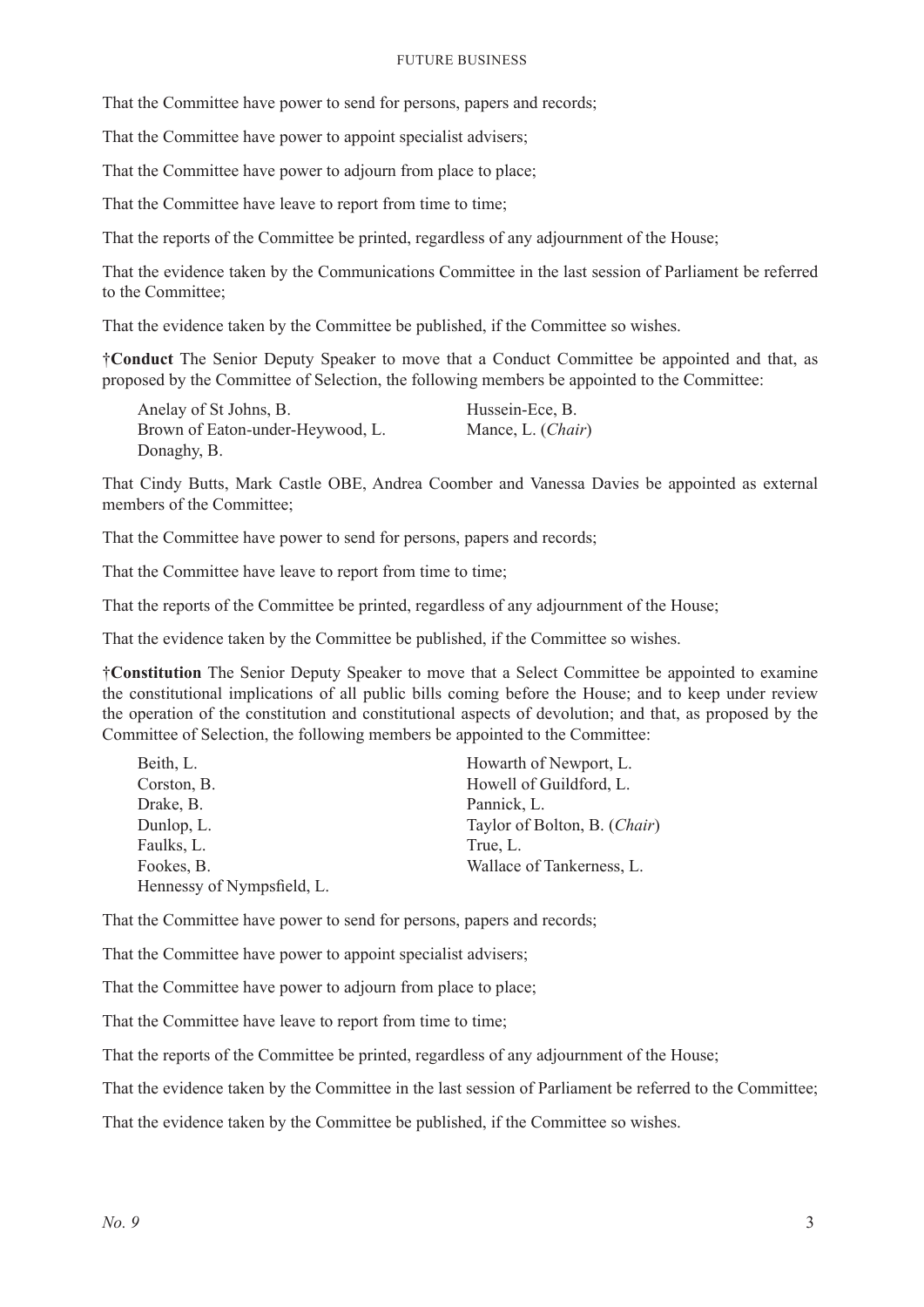That the Committee have power to send for persons, papers and records;

That the Committee have power to appoint specialist advisers;

That the Committee have power to adjourn from place to place;

That the Committee have leave to report from time to time;

That the reports of the Committee be printed, regardless of any adjournment of the House;

That the evidence taken by the Communications Committee in the last session of Parliament be referred to the Committee;

That the evidence taken by the Committee be published, if the Committee so wishes.

†**Conduct** The Senior Deputy Speaker to move that a Conduct Committee be appointed and that, as proposed by the Committee of Selection, the following members be appointed to the Committee:

- Anelay of St Johns, B.
- Brown of Eaton-under-Heywood, L.
- Donaghy, B.
- Hussein-Ece, B.
- Mance, L. (*Chair*)

That Cindy Butts, Mark Castle OBE, Andrea Coomber and Vanessa Davies be appointed as external members of the Committee;

That the Committee have power to send for persons, papers and records;

That the Committee have leave to report from time to time;

That the reports of the Committee be printed, regardless of any adjournment of the House;

That the evidence taken by the Committee be published, if the Committee so wishes.

†**Constitution** The Senior Deputy Speaker to move that a Select Committee be appointed to examine the constitutional implications of all public bills coming before the House; and to keep under review the operation of the constitution and constitutional aspects of devolution; and that, as proposed by the Committee of Selection, the following members be appointed to the Committee:

- Beith, L.
- Corston, B.
- Drake, B.
- Dunlop, L.
- Faulks, L.
- Fookes, B.
- Hennessy of Nympsfield, L.
- Howarth of Newport, L.
- Howell of Guildford, L.
- Pannick, L.
- Taylor of Bolton, B. (*Chair*)
- True, L.
- Wallace of Tankerness, L.

That the Committee have power to send for persons, papers and records;

That the Committee have power to appoint specialist advisers;

That the Committee have power to adjourn from place to place;

That the Committee have leave to report from time to time;

That the reports of the Committee be printed, regardless of any adjournment of the House;

That the evidence taken by the Committee in the last session of Parliament be referred to the Committee;

That the evidence taken by the Committee be published, if the Committee so wishes.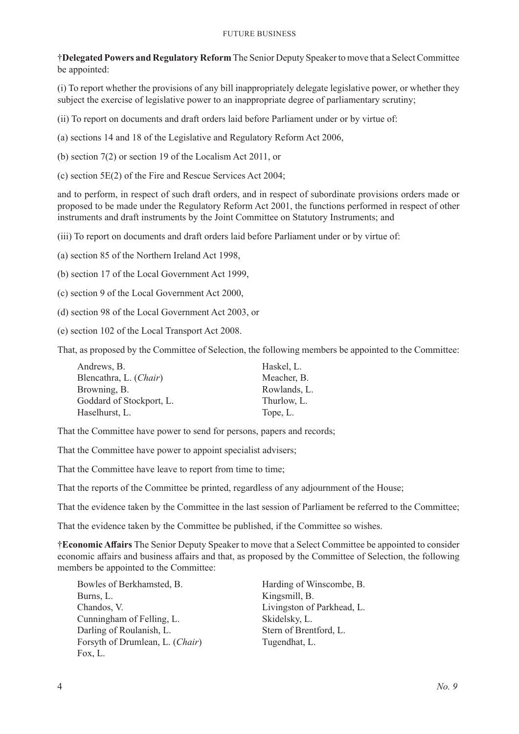**†Delegated Powers and Regulatory Reform** The Senior Deputy Speaker to move that a Select Committee be appointed:

(i) To report whether the provisions of any bill inappropriately delegate legislative power, or whether they subject the exercise of legislative power to an inappropriate degree of parliamentary scrutiny;

(ii) To report on documents and draft orders laid before Parliament under or by virtue of:

(a) sections 14 and 18 of the Legislative and Regulatory Reform Act 2006,

(b) section 7(2) or section 19 of the Localism Act 2011, or

(c) section 5E(2) of the Fire and Rescue Services Act 2004;

and to perform, in respect of such draft orders, and in respect of subordinate provisions orders made or proposed to be made under the Regulatory Reform Act 2001, the functions performed in respect of other instruments and draft instruments by the Joint Committee on Statutory Instruments; and

(iii) To report on documents and draft orders laid before Parliament under or by virtue of:

(a) section 85 of the Northern Ireland Act 1998,

(b) section 17 of the Local Government Act 1999,

(c) section 9 of the Local Government Act 2000,

(d) section 98 of the Local Government Act 2003, or

(e) section 102 of the Local Transport Act 2008.

That, as proposed by the Committee of Selection, the following members be appointed to the Committee:

Andrews, B.
Blencathra, L. (*Chair*)
Browning, B.
Goddard of Stockport, L.
Haselhurst, L.
Haskel, L.
Meacher, B.
Rowlands, L.
Thurlow, L.
Tope, L.

That the Committee have power to send for persons, papers and records;

That the Committee have power to appoint specialist advisers;

That the Committee have leave to report from time to time;

That the reports of the Committee be printed, regardless of any adjournment of the House;

That the evidence taken by the Committee in the last session of Parliament be referred to the Committee;

That the evidence taken by the Committee be published, if the Committee so wishes.

**†Economic Affairs** The Senior Deputy Speaker to move that a Select Committee be appointed to consider economic affairs and business affairs and that, as proposed by the Committee of Selection, the following members be appointed to the Committee:

Bowles of Berkhamsted, B.
Burns, L.
Chandos, V.
Cunningham of Felling, L.
Darling of Roulanish, L.
Forsyth of Drumlean, L. (*Chair*)
Fox, L.
Harding of Winscombe, B.
Kingsmill, B.
Livingston of Parkhead, L.
Skidelsky, L.
Stern of Brentford, L.
Tugendhat, L.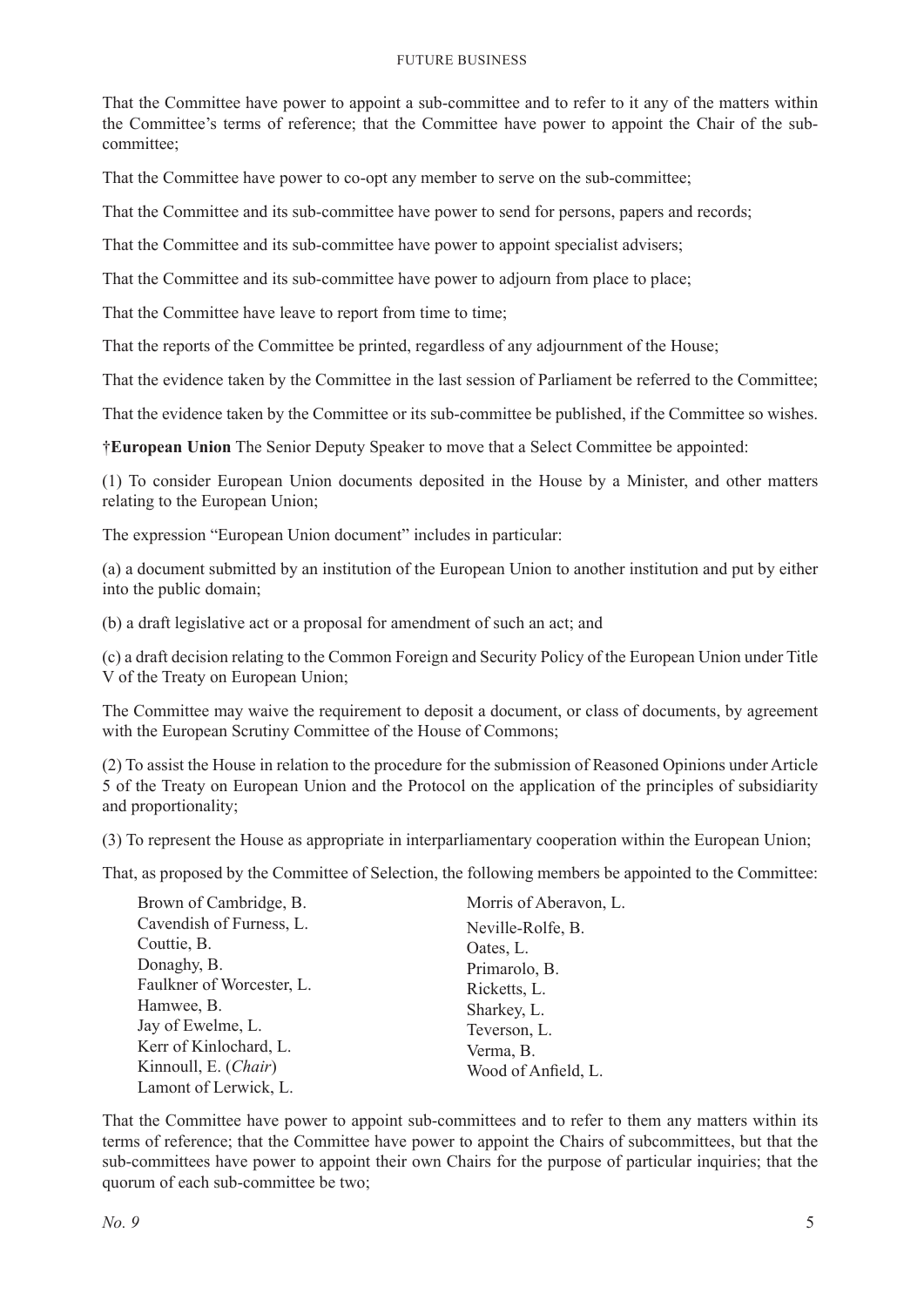That the Committee have power to appoint a sub-committee and to refer to it any of the matters within the Committee's terms of reference; that the Committee have power to appoint the Chair of the sub-committee;

That the Committee have power to co-opt any member to serve on the sub-committee;

That the Committee and its sub-committee have power to send for persons, papers and records;

That the Committee and its sub-committee have power to appoint specialist advisers;

That the Committee and its sub-committee have power to adjourn from place to place;

That the Committee have leave to report from time to time;

That the reports of the Committee be printed, regardless of any adjournment of the House;

That the evidence taken by the Committee in the last session of Parliament be referred to the Committee;

That the evidence taken by the Committee or its sub-committee be published, if the Committee so wishes.

†**European Union** The Senior Deputy Speaker to move that a Select Committee be appointed:

(1) To consider European Union documents deposited in the House by a Minister, and other matters relating to the European Union;

The expression "European Union document" includes in particular:

(a) a document submitted by an institution of the European Union to another institution and put by either into the public domain;

(b) a draft legislative act or a proposal for amendment of such an act; and

(c) a draft decision relating to the Common Foreign and Security Policy of the European Union under Title V of the Treaty on European Union;

The Committee may waive the requirement to deposit a document, or class of documents, by agreement with the European Scrutiny Committee of the House of Commons;

(2) To assist the House in relation to the procedure for the submission of Reasoned Opinions under Article 5 of the Treaty on European Union and the Protocol on the application of the principles of subsidiarity and proportionality;

(3) To represent the House as appropriate in interparliamentary cooperation within the European Union;

That, as proposed by the Committee of Selection, the following members be appointed to the Committee:

Brown of Cambridge, B.
Cavendish of Furness, L.
Couttie, B.
Donaghy, B.
Faulkner of Worcester, L.
Hamwee, B.
Jay of Ewelme, L.
Kerr of Kinlochard, L.
Kinnoull, E. (*Chair*)
Lamont of Lerwick, L.
Morris of Aberavon, L.
Neville-Rolfe, B.
Oates, L.
Primarolo, B.
Ricketts, L.
Sharkey, L.
Teverson, L.
Verma, B.
Wood of Anfield, L.

That the Committee have power to appoint sub-committees and to refer to them any matters within its terms of reference; that the Committee have power to appoint the Chairs of subcommittees, but that the sub-committees have power to appoint their own Chairs for the purpose of particular inquiries; that the quorum of each sub-committee be two;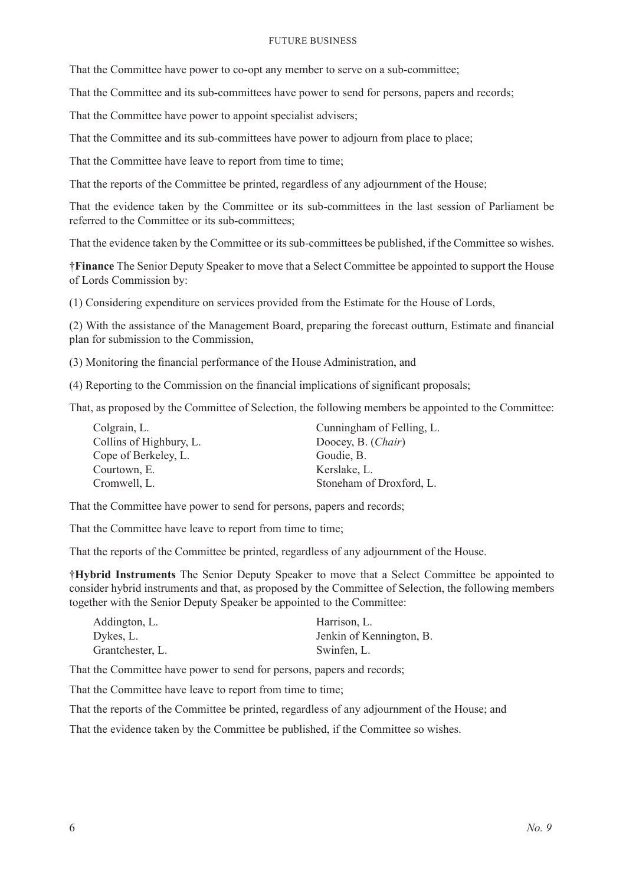That the Committee have power to co-opt any member to serve on a sub-committee;

That the Committee and its sub-committees have power to send for persons, papers and records;

That the Committee have power to appoint specialist advisers;

That the Committee and its sub-committees have power to adjourn from place to place;

That the Committee have leave to report from time to time;

That the reports of the Committee be printed, regardless of any adjournment of the House;

That the evidence taken by the Committee or its sub-committees in the last session of Parliament be referred to the Committee or its sub-committees;

That the evidence taken by the Committee or its sub-committees be published, if the Committee so wishes.

†**Finance** The Senior Deputy Speaker to move that a Select Committee be appointed to support the House of Lords Commission by:

(1) Considering expenditure on services provided from the Estimate for the House of Lords,

(2) With the assistance of the Management Board, preparing the forecast outturn, Estimate and financial plan for submission to the Commission,

(3) Monitoring the financial performance of the House Administration, and

(4) Reporting to the Commission on the financial implications of significant proposals;

That, as proposed by the Committee of Selection, the following members be appointed to the Committee:

Colgrain, L.
Collins of Highbury, L.
Cope of Berkeley, L.
Courtown, E.
Cromwell, L.
Cunningham of Felling, L.
Doocey, B. (*Chair*)
Goudie, B.
Kerslake, L.
Stoneham of Droxford, L.

That the Committee have power to send for persons, papers and records;

That the Committee have leave to report from time to time;

That the reports of the Committee be printed, regardless of any adjournment of the House.

†**Hybrid Instruments** The Senior Deputy Speaker to move that a Select Committee be appointed to consider hybrid instruments and that, as proposed by the Committee of Selection, the following members together with the Senior Deputy Speaker be appointed to the Committee:

Addington, L.
Dykes, L.
Grantchester, L.
Harrison, L.
Jenkin of Kennington, B.
Swinfen, L.

That the Committee have power to send for persons, papers and records;

That the Committee have leave to report from time to time;

That the reports of the Committee be printed, regardless of any adjournment of the House; and

That the evidence taken by the Committee be published, if the Committee so wishes.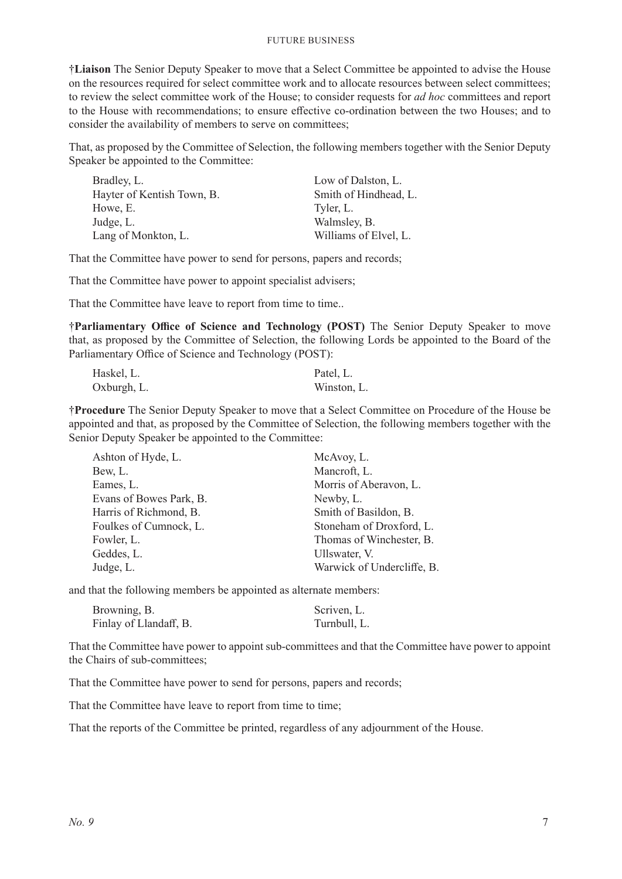**†Liaison** The Senior Deputy Speaker to move that a Select Committee be appointed to advise the House on the resources required for select committee work and to allocate resources between select committees; to review the select committee work of the House; to consider requests for *ad hoc* committees and report to the House with recommendations; to ensure effective co-ordination between the two Houses; and to consider the availability of members to serve on committees;

That, as proposed by the Committee of Selection, the following members together with the Senior Deputy Speaker be appointed to the Committee:

| | |
|---|---|
| Bradley, L. | Low of Dalston, L. |
| Hayter of Kentish Town, B. | Smith of Hindhead, L. |
| Howe, E. | Tyler, L. |
| Judge, L. | Walmsley, B. |
| Lang of Monkton, L. | Williams of Elvel, L. |

That the Committee have power to send for persons, papers and records;

That the Committee have power to appoint specialist advisers;

That the Committee have leave to report from time to time..

**†Parliamentary Office of Science and Technology (POST)** The Senior Deputy Speaker to move that, as proposed by the Committee of Selection, the following Lords be appointed to the Board of the Parliamentary Office of Science and Technology (POST):

| | |
|---|---|
| Haskel, L. | Patel, L. |
| Oxburgh, L. | Winston, L. |

**†Procedure** The Senior Deputy Speaker to move that a Select Committee on Procedure of the House be appointed and that, as proposed by the Committee of Selection, the following members together with the Senior Deputy Speaker be appointed to the Committee:

| | |
|---|---|
| Ashton of Hyde, L. | McAvoy, L. |
| Bew, L. | Mancroft, L. |
| Eames, L. | Morris of Aberavon, L. |
| Evans of Bowes Park, B. | Newby, L. |
| Harris of Richmond, B. | Smith of Basildon, B. |
| Foulkes of Cumnock, L. | Stoneham of Droxford, L. |
| Fowler, L. | Thomas of Winchester, B. |
| Geddes, L. | Ullswater, V. |
| Judge, L. | Warwick of Undercliffe, B. |

and that the following members be appointed as alternate members:

| | |
|---|---|
| Browning, B. | Scriven, L. |
| Finlay of Llandaff, B. | Turnbull, L. |

That the Committee have power to appoint sub-committees and that the Committee have power to appoint the Chairs of sub-committees;

That the Committee have power to send for persons, papers and records;

That the Committee have leave to report from time to time;

That the reports of the Committee be printed, regardless of any adjournment of the House.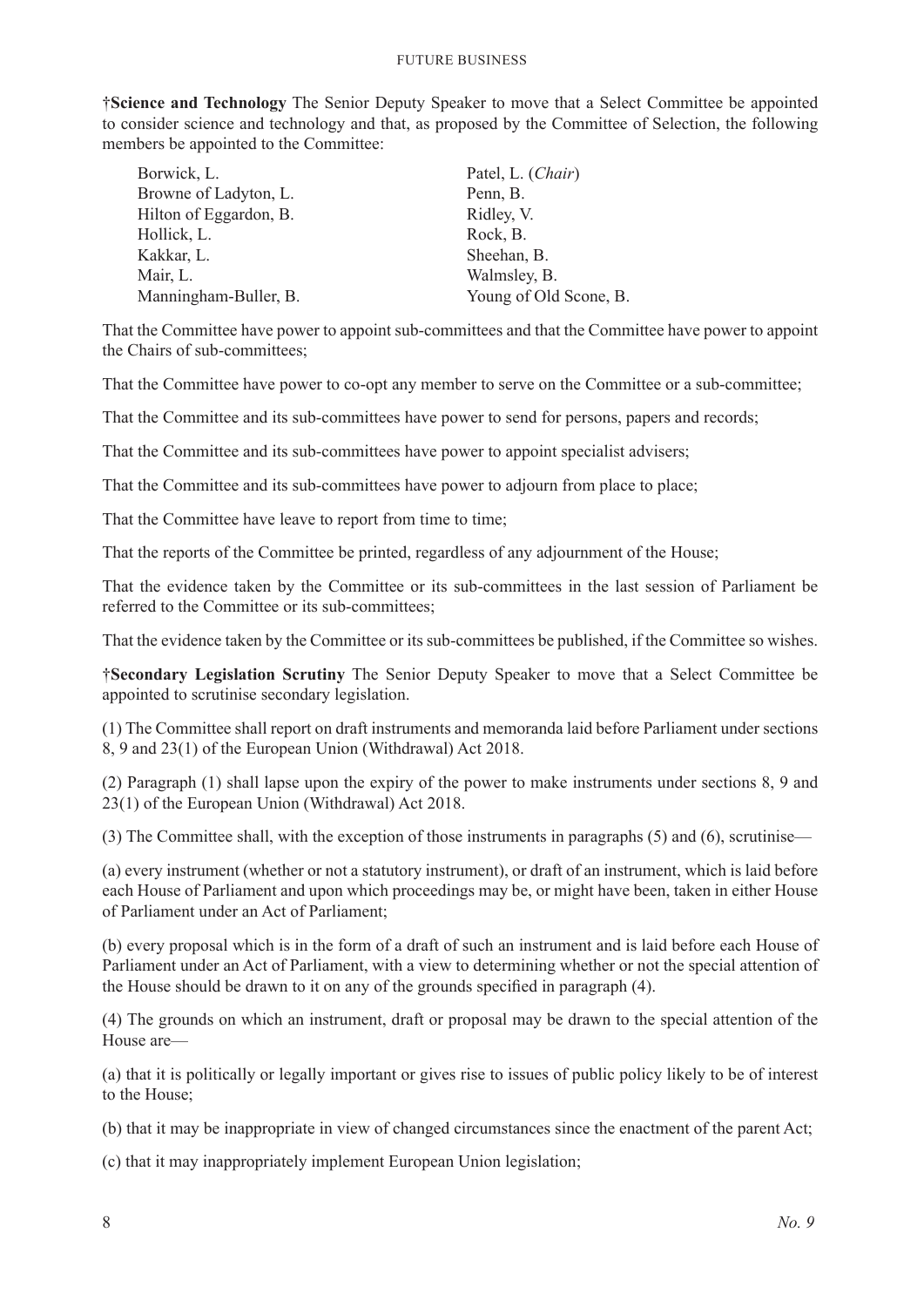**†Science and Technology** The Senior Deputy Speaker to move that a Select Committee be appointed to consider science and technology and that, as proposed by the Committee of Selection, the following members be appointed to the Committee:

| | |
|---|---|
| Borwick, L. | Patel, L. (*Chair*) |
| Browne of Ladyton, L. | Penn, B. |
| Hilton of Eggardon, B. | Ridley, V. |
| Hollick, L. | Rock, B. |
| Kakkar, L. | Sheehan, B. |
| Mair, L. | Walmsley, B. |
| Manningham-Buller, B. | Young of Old Scone, B. |

That the Committee have power to appoint sub-committees and that the Committee have power to appoint the Chairs of sub-committees;

That the Committee have power to co-opt any member to serve on the Committee or a sub-committee;

That the Committee and its sub-committees have power to send for persons, papers and records;

That the Committee and its sub-committees have power to appoint specialist advisers;

That the Committee and its sub-committees have power to adjourn from place to place;

That the Committee have leave to report from time to time;

That the reports of the Committee be printed, regardless of any adjournment of the House;

That the evidence taken by the Committee or its sub-committees in the last session of Parliament be referred to the Committee or its sub-committees;

That the evidence taken by the Committee or its sub-committees be published, if the Committee so wishes.

**†Secondary Legislation Scrutiny** The Senior Deputy Speaker to move that a Select Committee be appointed to scrutinise secondary legislation.

(1) The Committee shall report on draft instruments and memoranda laid before Parliament under sections 8, 9 and 23(1) of the European Union (Withdrawal) Act 2018.

(2) Paragraph (1) shall lapse upon the expiry of the power to make instruments under sections 8, 9 and 23(1) of the European Union (Withdrawal) Act 2018.

(3) The Committee shall, with the exception of those instruments in paragraphs (5) and (6), scrutinise—

(a) every instrument (whether or not a statutory instrument), or draft of an instrument, which is laid before each House of Parliament and upon which proceedings may be, or might have been, taken in either House of Parliament under an Act of Parliament;

(b) every proposal which is in the form of a draft of such an instrument and is laid before each House of Parliament under an Act of Parliament, with a view to determining whether or not the special attention of the House should be drawn to it on any of the grounds specified in paragraph (4).

(4) The grounds on which an instrument, draft or proposal may be drawn to the special attention of the House are—

(a) that it is politically or legally important or gives rise to issues of public policy likely to be of interest to the House;

(b) that it may be inappropriate in view of changed circumstances since the enactment of the parent Act;

(c) that it may inappropriately implement European Union legislation;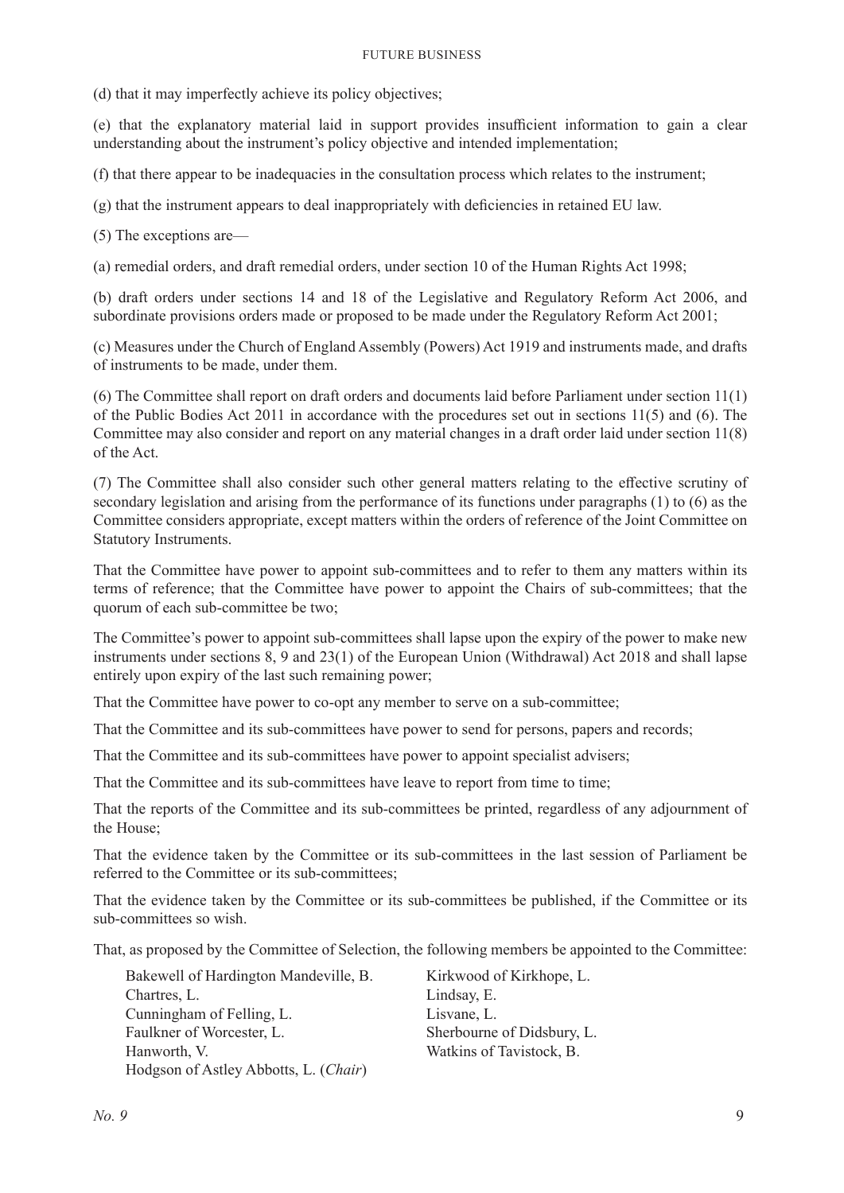(d) that it may imperfectly achieve its policy objectives;

(e) that the explanatory material laid in support provides insufficient information to gain a clear understanding about the instrument's policy objective and intended implementation;

(f) that there appear to be inadequacies in the consultation process which relates to the instrument;

(g) that the instrument appears to deal inappropriately with deficiencies in retained EU law.

(5) The exceptions are—

(a) remedial orders, and draft remedial orders, under section 10 of the Human Rights Act 1998;

(b) draft orders under sections 14 and 18 of the Legislative and Regulatory Reform Act 2006, and subordinate provisions orders made or proposed to be made under the Regulatory Reform Act 2001;

(c) Measures under the Church of England Assembly (Powers) Act 1919 and instruments made, and drafts of instruments to be made, under them.

(6) The Committee shall report on draft orders and documents laid before Parliament under section 11(1) of the Public Bodies Act 2011 in accordance with the procedures set out in sections 11(5) and (6). The Committee may also consider and report on any material changes in a draft order laid under section 11(8) of the Act.

(7) The Committee shall also consider such other general matters relating to the effective scrutiny of secondary legislation and arising from the performance of its functions under paragraphs (1) to (6) as the Committee considers appropriate, except matters within the orders of reference of the Joint Committee on Statutory Instruments.

That the Committee have power to appoint sub-committees and to refer to them any matters within its terms of reference; that the Committee have power to appoint the Chairs of sub-committees; that the quorum of each sub-committee be two;

The Committee's power to appoint sub-committees shall lapse upon the expiry of the power to make new instruments under sections 8, 9 and 23(1) of the European Union (Withdrawal) Act 2018 and shall lapse entirely upon expiry of the last such remaining power;

That the Committee have power to co-opt any member to serve on a sub-committee;

That the Committee and its sub-committees have power to send for persons, papers and records;

That the Committee and its sub-committees have power to appoint specialist advisers;

That the Committee and its sub-committees have leave to report from time to time;

That the reports of the Committee and its sub-committees be printed, regardless of any adjournment of the House;

That the evidence taken by the Committee or its sub-committees in the last session of Parliament be referred to the Committee or its sub-committees;

That the evidence taken by the Committee or its sub-committees be published, if the Committee or its sub-committees so wish.

That, as proposed by the Committee of Selection, the following members be appointed to the Committee:

Bakewell of Hardington Mandeville, B.
Chartres, L.
Cunningham of Felling, L.
Faulkner of Worcester, L.
Hanworth, V.
Hodgson of Astley Abbotts, L. (*Chair*)
Kirkwood of Kirkhope, L.
Lindsay, E.
Lisvane, L.
Sherbourne of Didsbury, L.
Watkins of Tavistock, B.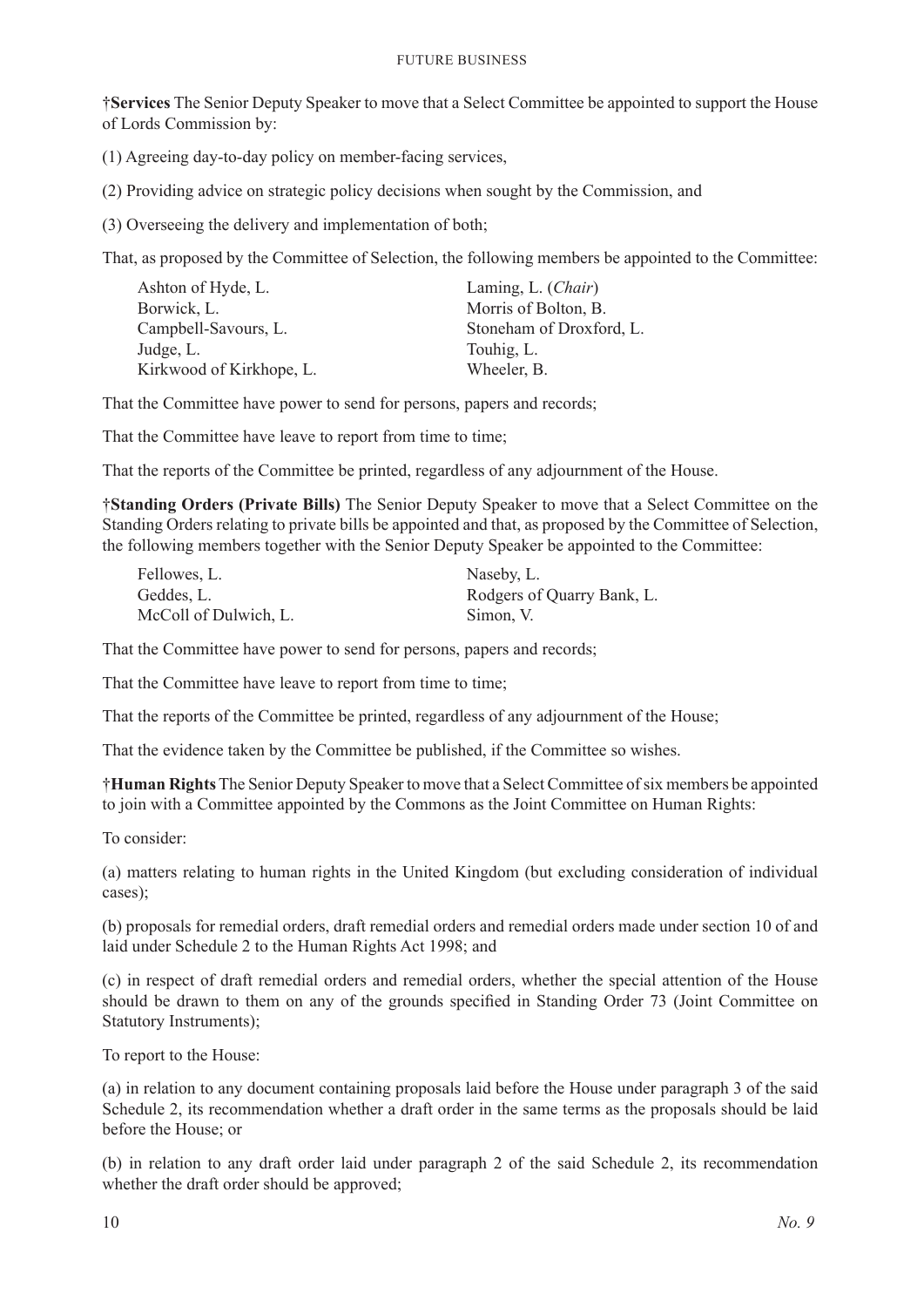**†Services** The Senior Deputy Speaker to move that a Select Committee be appointed to support the House of Lords Commission by:

(1) Agreeing day-to-day policy on member-facing services,

(2) Providing advice on strategic policy decisions when sought by the Commission, and

(3) Overseeing the delivery and implementation of both;

That, as proposed by the Committee of Selection, the following members be appointed to the Committee:

| | |
|---|---|
| Ashton of Hyde, L. | Laming, L. (*Chair*) |
| Borwick, L. | Morris of Bolton, B. |
| Campbell-Savours, L. | Stoneham of Droxford, L. |
| Judge, L. | Touhig, L. |
| Kirkwood of Kirkhope, L. | Wheeler, B. |

That the Committee have power to send for persons, papers and records;

That the Committee have leave to report from time to time;

That the reports of the Committee be printed, regardless of any adjournment of the House.

**†Standing Orders (Private Bills)** The Senior Deputy Speaker to move that a Select Committee on the Standing Orders relating to private bills be appointed and that, as proposed by the Committee of Selection, the following members together with the Senior Deputy Speaker be appointed to the Committee:

| | |
|---|---|
| Fellowes, L. | Naseby, L. |
| Geddes, L. | Rodgers of Quarry Bank, L. |
| McColl of Dulwich, L. | Simon, V. |

That the Committee have power to send for persons, papers and records;

That the Committee have leave to report from time to time;

That the reports of the Committee be printed, regardless of any adjournment of the House;

That the evidence taken by the Committee be published, if the Committee so wishes.

**†Human Rights** The Senior Deputy Speaker to move that a Select Committee of six members be appointed to join with a Committee appointed by the Commons as the Joint Committee on Human Rights:

To consider:

(a) matters relating to human rights in the United Kingdom (but excluding consideration of individual cases);

(b) proposals for remedial orders, draft remedial orders and remedial orders made under section 10 of and laid under Schedule 2 to the Human Rights Act 1998; and

(c) in respect of draft remedial orders and remedial orders, whether the special attention of the House should be drawn to them on any of the grounds specified in Standing Order 73 (Joint Committee on Statutory Instruments);

To report to the House:

(a) in relation to any document containing proposals laid before the House under paragraph 3 of the said Schedule 2, its recommendation whether a draft order in the same terms as the proposals should be laid before the House; or

(b) in relation to any draft order laid under paragraph 2 of the said Schedule 2, its recommendation whether the draft order should be approved;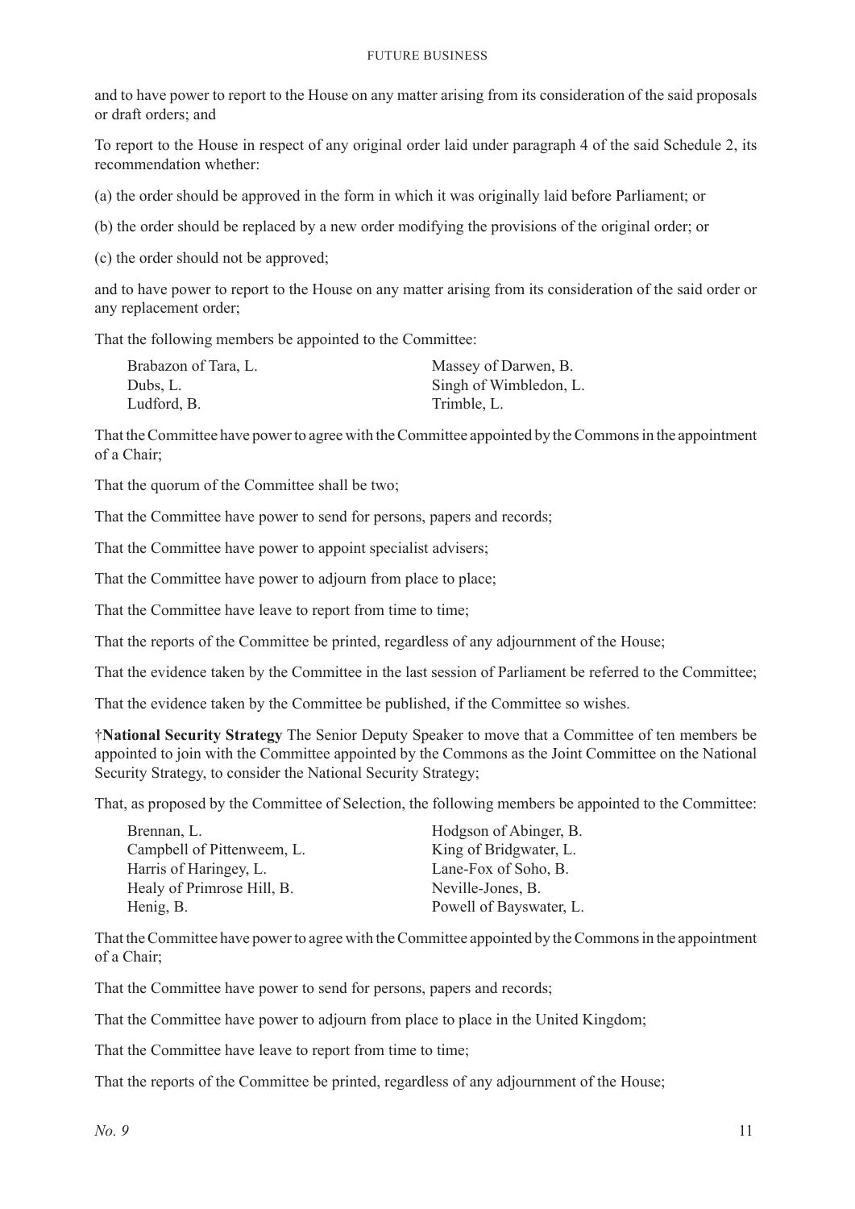and to have power to report to the House on any matter arising from its consideration of the said proposals or draft orders; and

To report to the House in respect of any original order laid under paragraph 4 of the said Schedule 2, its recommendation whether:

(a) the order should be approved in the form in which it was originally laid before Parliament; or

(b) the order should be replaced by a new order modifying the provisions of the original order; or

(c) the order should not be approved;

and to have power to report to the House on any matter arising from its consideration of the said order or any replacement order;

That the following members be appointed to the Committee:

| | |
|---|---|
| Brabazon of Tara, L. | Massey of Darwen, B. |
| Dubs, L. | Singh of Wimbledon, L. |
| Ludford, B. | Trimble, L. |

That the Committee have power to agree with the Committee appointed by the Commons in the appointment of a Chair;

That the quorum of the Committee shall be two;

That the Committee have power to send for persons, papers and records;

That the Committee have power to appoint specialist advisers;

That the Committee have power to adjourn from place to place;

That the Committee have leave to report from time to time;

That the reports of the Committee be printed, regardless of any adjournment of the House;

That the evidence taken by the Committee in the last session of Parliament be referred to the Committee;

That the evidence taken by the Committee be published, if the Committee so wishes.

†**National Security Strategy** The Senior Deputy Speaker to move that a Committee of ten members be appointed to join with the Committee appointed by the Commons as the Joint Committee on the National Security Strategy, to consider the National Security Strategy;

That, as proposed by the Committee of Selection, the following members be appointed to the Committee:

| | |
|---|---|
| Brennan, L. | Hodgson of Abinger, B. |
| Campbell of Pittenweem, L. | King of Bridgwater, L. |
| Harris of Haringey, L. | Lane-Fox of Soho, B. |
| Healy of Primrose Hill, B. | Neville-Jones, B. |
| Henig, B. | Powell of Bayswater, L. |

That the Committee have power to agree with the Committee appointed by the Commons in the appointment of a Chair;

That the Committee have power to send for persons, papers and records;

That the Committee have power to adjourn from place to place in the United Kingdom;

That the Committee have leave to report from time to time;

That the reports of the Committee be printed, regardless of any adjournment of the House;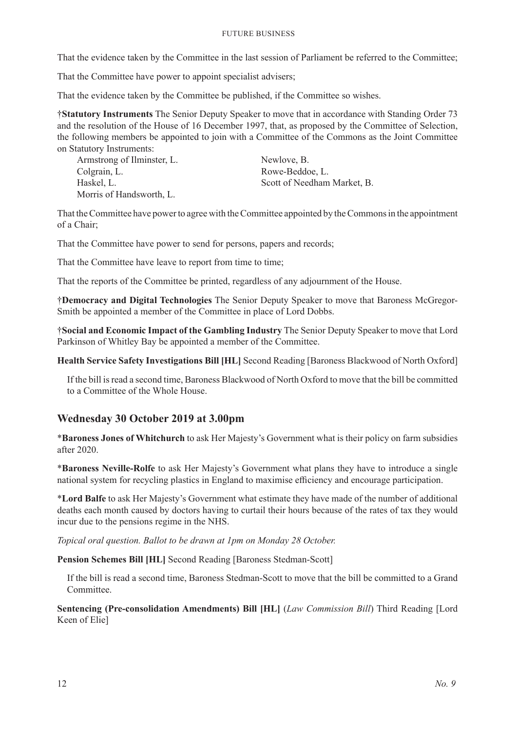That the evidence taken by the Committee in the last session of Parliament be referred to the Committee;

That the Committee have power to appoint specialist advisers;

That the evidence taken by the Committee be published, if the Committee so wishes.

†**Statutory Instruments** The Senior Deputy Speaker to move that in accordance with Standing Order 73 and the resolution of the House of 16 December 1997, that, as proposed by the Committee of Selection, the following members be appointed to join with a Committee of the Commons as the Joint Committee on Statutory Instruments:

Armstrong of Ilminster, L.
Colgrain, L.
Haskel, L.
Morris of Handsworth, L.
Newlove, B.
Rowe-Beddoe, L.
Scott of Needham Market, B.

That the Committee have power to agree with the Committee appointed by the Commons in the appointment of a Chair;

That the Committee have power to send for persons, papers and records;

That the Committee have leave to report from time to time;

That the reports of the Committee be printed, regardless of any adjournment of the House.

†**Democracy and Digital Technologies** The Senior Deputy Speaker to move that Baroness McGregor-Smith be appointed a member of the Committee in place of Lord Dobbs.

†**Social and Economic Impact of the Gambling Industry** The Senior Deputy Speaker to move that Lord Parkinson of Whitley Bay be appointed a member of the Committee.

**Health Service Safety Investigations Bill [HL]** Second Reading [Baroness Blackwood of North Oxford]

If the bill is read a second time, Baroness Blackwood of North Oxford to move that the bill be committed to a Committee of the Whole House.

## Wednesday 30 October 2019 at 3.00pm

\***Baroness Jones of Whitchurch** to ask Her Majesty's Government what is their policy on farm subsidies after 2020.

\***Baroness Neville-Rolfe** to ask Her Majesty's Government what plans they have to introduce a single national system for recycling plastics in England to maximise efficiency and encourage participation.

\***Lord Balfe** to ask Her Majesty's Government what estimate they have made of the number of additional deaths each month caused by doctors having to curtail their hours because of the rates of tax they would incur due to the pensions regime in the NHS.

*Topical oral question. Ballot to be drawn at 1pm on Monday 28 October.*

**Pension Schemes Bill [HL]** Second Reading [Baroness Stedman-Scott]

If the bill is read a second time, Baroness Stedman-Scott to move that the bill be committed to a Grand Committee.

**Sentencing (Pre-consolidation Amendments) Bill [HL]** (*Law Commission Bill*) Third Reading [Lord Keen of Elie]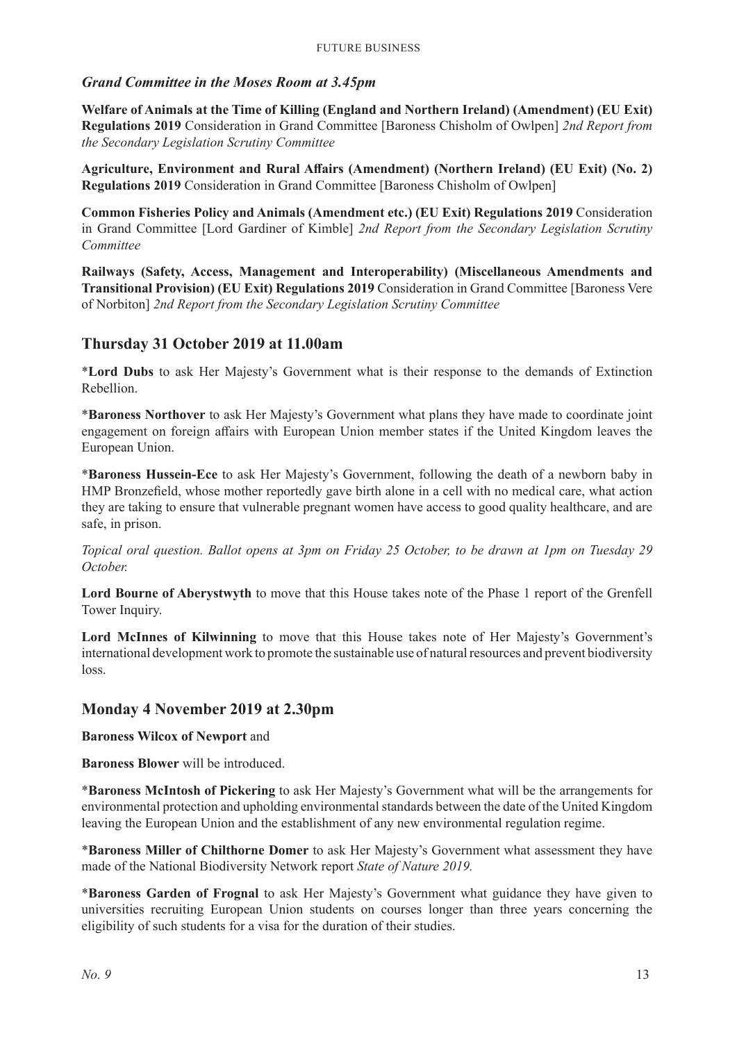### *Grand Committee in the Moses Room at 3.45pm*

**Welfare of Animals at the Time of Killing (England and Northern Ireland) (Amendment) (EU Exit) Regulations 2019** Consideration in Grand Committee [Baroness Chisholm of Owlpen] *2nd Report from the Secondary Legislation Scrutiny Committee*

**Agriculture, Environment and Rural Affairs (Amendment) (Northern Ireland) (EU Exit) (No. 2) Regulations 2019** Consideration in Grand Committee [Baroness Chisholm of Owlpen]

**Common Fisheries Policy and Animals (Amendment etc.) (EU Exit) Regulations 2019** Consideration in Grand Committee [Lord Gardiner of Kimble] *2nd Report from the Secondary Legislation Scrutiny Committee*

**Railways (Safety, Access, Management and Interoperability) (Miscellaneous Amendments and Transitional Provision) (EU Exit) Regulations 2019** Consideration in Grand Committee [Baroness Vere of Norbiton] *2nd Report from the Secondary Legislation Scrutiny Committee*

## Thursday 31 October 2019 at 11.00am

*__Lord Dubs__ to ask Her Majesty's Government what is their response to the demands of Extinction Rebellion.

*__Baroness Northover__ to ask Her Majesty's Government what plans they have made to coordinate joint engagement on foreign affairs with European Union member states if the United Kingdom leaves the European Union.

*__Baroness Hussein-Ece__ to ask Her Majesty's Government, following the death of a newborn baby in HMP Bronzefield, whose mother reportedly gave birth alone in a cell with no medical care, what action they are taking to ensure that vulnerable pregnant women have access to good quality healthcare, and are safe, in prison.

*Topical oral question. Ballot opens at 3pm on Friday 25 October, to be drawn at 1pm on Tuesday 29 October.*

**Lord Bourne of Aberystwyth** to move that this House takes note of the Phase 1 report of the Grenfell Tower Inquiry.

**Lord McInnes of Kilwinning** to move that this House takes note of Her Majesty's Government's international development work to promote the sustainable use of natural resources and prevent biodiversity loss.

## Monday 4 November 2019 at 2.30pm

**Baroness Wilcox of Newport** and

**Baroness Blower** will be introduced.

*__Baroness McIntosh of Pickering__ to ask Her Majesty's Government what will be the arrangements for environmental protection and upholding environmental standards between the date of the United Kingdom leaving the European Union and the establishment of any new environmental regulation regime.

*__Baroness Miller of Chilthorne Domer__ to ask Her Majesty's Government what assessment they have made of the National Biodiversity Network report *State of Nature 2019.*

*__Baroness Garden of Frognal__ to ask Her Majesty's Government what guidance they have given to universities recruiting European Union students on courses longer than three years concerning the eligibility of such students for a visa for the duration of their studies.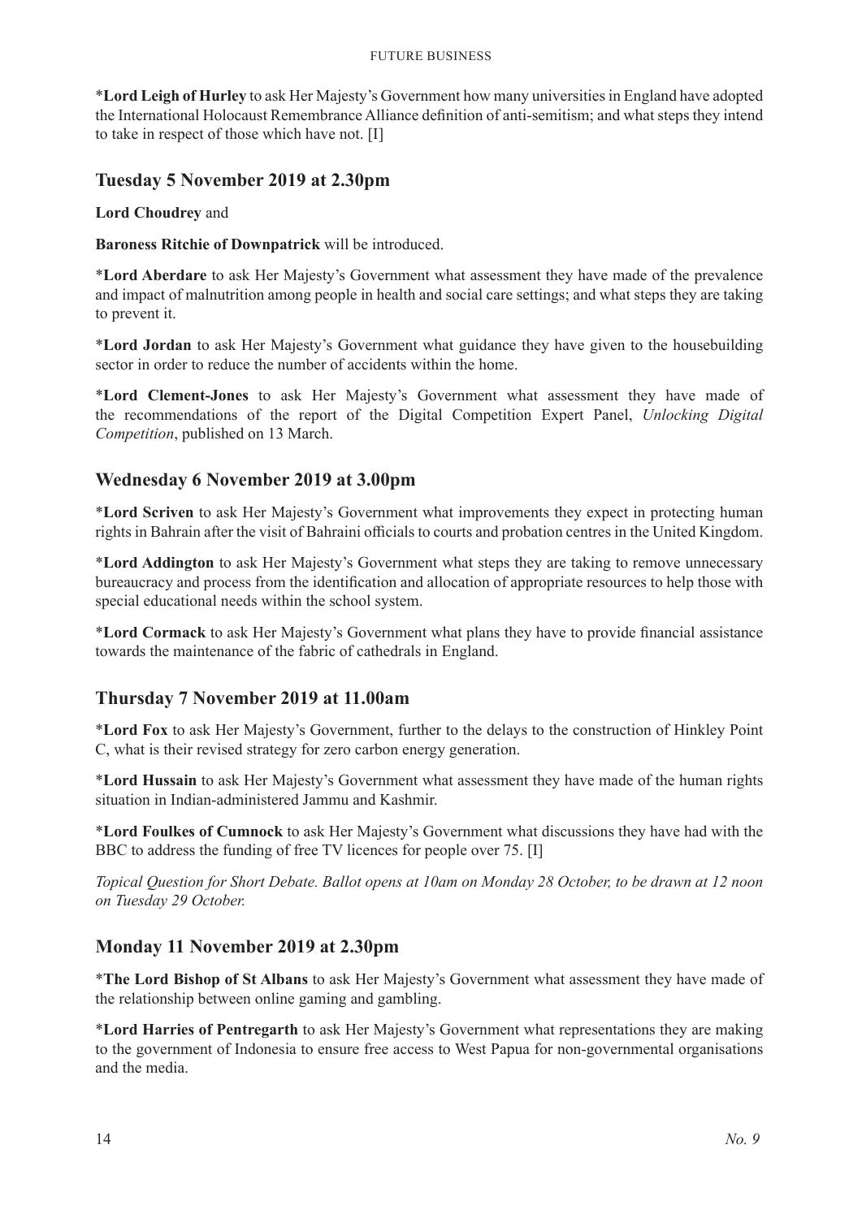*__Lord Leigh of Hurley__ to ask Her Majesty's Government how many universities in England have adopted the International Holocaust Remembrance Alliance definition of anti-semitism; and what steps they intend to take in respect of those which have not. [I]

## Tuesday 5 November 2019 at 2.30pm

**Lord Choudrey** and

**Baroness Ritchie of Downpatrick** will be introduced.

*__Lord Aberdare__ to ask Her Majesty's Government what assessment they have made of the prevalence and impact of malnutrition among people in health and social care settings; and what steps they are taking to prevent it.

*__Lord Jordan__ to ask Her Majesty's Government what guidance they have given to the housebuilding sector in order to reduce the number of accidents within the home.

*__Lord Clement-Jones__ to ask Her Majesty's Government what assessment they have made of the recommendations of the report of the Digital Competition Expert Panel, *Unlocking Digital Competition*, published on 13 March.

## Wednesday 6 November 2019 at 3.00pm

*__Lord Scriven__ to ask Her Majesty's Government what improvements they expect in protecting human rights in Bahrain after the visit of Bahraini officials to courts and probation centres in the United Kingdom.

*__Lord Addington__ to ask Her Majesty's Government what steps they are taking to remove unnecessary bureaucracy and process from the identification and allocation of appropriate resources to help those with special educational needs within the school system.

*__Lord Cormack__ to ask Her Majesty's Government what plans they have to provide financial assistance towards the maintenance of the fabric of cathedrals in England.

## Thursday 7 November 2019 at 11.00am

*__Lord Fox__ to ask Her Majesty's Government, further to the delays to the construction of Hinkley Point C, what is their revised strategy for zero carbon energy generation.

*__Lord Hussain__ to ask Her Majesty's Government what assessment they have made of the human rights situation in Indian-administered Jammu and Kashmir.

*__Lord Foulkes of Cumnock__ to ask Her Majesty's Government what discussions they have had with the BBC to address the funding of free TV licences for people over 75. [I]

*Topical Question for Short Debate. Ballot opens at 10am on Monday 28 October, to be drawn at 12 noon on Tuesday 29 October.*

## Monday 11 November 2019 at 2.30pm

*__The Lord Bishop of St Albans__ to ask Her Majesty's Government what assessment they have made of the relationship between online gaming and gambling.

*__Lord Harries of Pentregarth__ to ask Her Majesty's Government what representations they are making to the government of Indonesia to ensure free access to West Papua for non-governmental organisations and the media.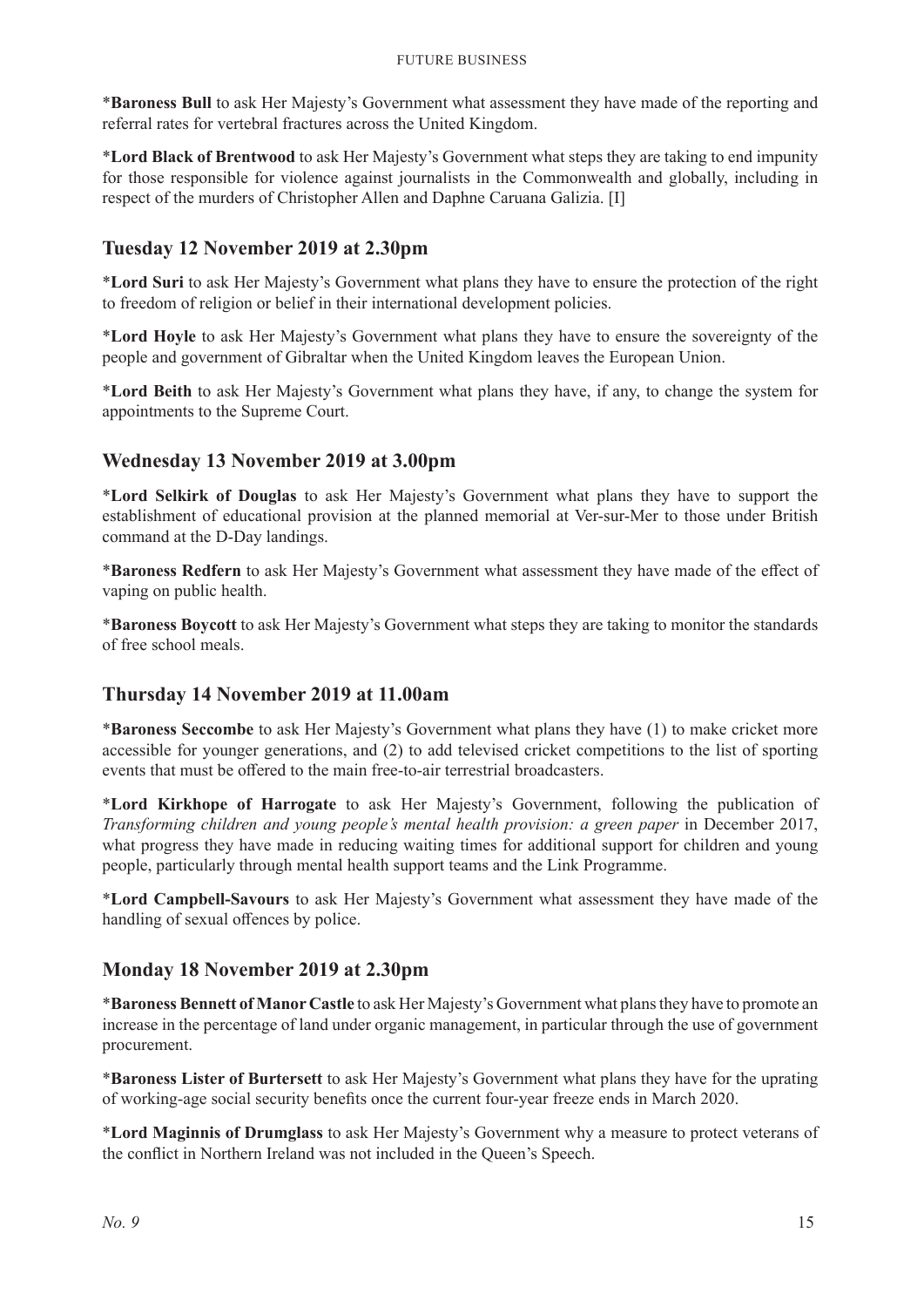*​**Baroness Bull** to ask Her Majesty's Government what assessment they have made of the reporting and referral rates for vertebral fractures across the United Kingdom.

*​**Lord Black of Brentwood** to ask Her Majesty's Government what steps they are taking to end impunity for those responsible for violence against journalists in the Commonwealth and globally, including in respect of the murders of Christopher Allen and Daphne Caruana Galizia. [I]

## Tuesday 12 November 2019 at 2.30pm

*​**Lord Suri** to ask Her Majesty's Government what plans they have to ensure the protection of the right to freedom of religion or belief in their international development policies.

*​**Lord Hoyle** to ask Her Majesty's Government what plans they have to ensure the sovereignty of the people and government of Gibraltar when the United Kingdom leaves the European Union.

*​**Lord Beith** to ask Her Majesty's Government what plans they have, if any, to change the system for appointments to the Supreme Court.

## Wednesday 13 November 2019 at 3.00pm

*​**Lord Selkirk of Douglas** to ask Her Majesty's Government what plans they have to support the establishment of educational provision at the planned memorial at Ver-sur-Mer to those under British command at the D-Day landings.

*​**Baroness Redfern** to ask Her Majesty's Government what assessment they have made of the effect of vaping on public health.

*​**Baroness Boycott** to ask Her Majesty's Government what steps they are taking to monitor the standards of free school meals.

## Thursday 14 November 2019 at 11.00am

*​**Baroness Seccombe** to ask Her Majesty's Government what plans they have (1) to make cricket more accessible for younger generations, and (2) to add televised cricket competitions to the list of sporting events that must be offered to the main free-to-air terrestrial broadcasters.

*​**Lord Kirkhope of Harrogate** to ask Her Majesty's Government, following the publication of *Transforming children and young people's mental health provision: a green paper* in December 2017, what progress they have made in reducing waiting times for additional support for children and young people, particularly through mental health support teams and the Link Programme.

*​**Lord Campbell-Savours** to ask Her Majesty's Government what assessment they have made of the handling of sexual offences by police.

## Monday 18 November 2019 at 2.30pm

*​**Baroness Bennett of Manor Castle** to ask Her Majesty's Government what plans they have to promote an increase in the percentage of land under organic management, in particular through the use of government procurement.

*​**Baroness Lister of Burtersett** to ask Her Majesty's Government what plans they have for the uprating of working-age social security benefits once the current four-year freeze ends in March 2020.

*​**Lord Maginnis of Drumglass** to ask Her Majesty's Government why a measure to protect veterans of the conflict in Northern Ireland was not included in the Queen's Speech.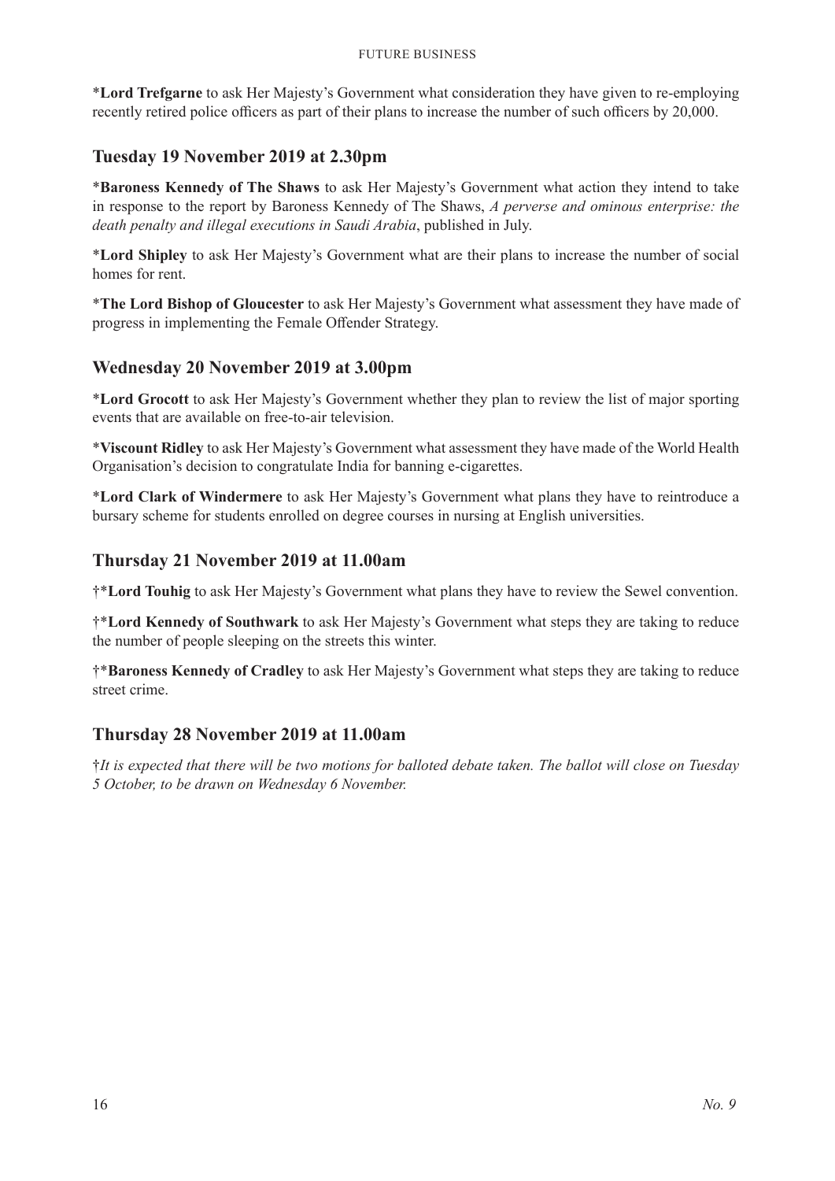*__Lord Trefgarne__ to ask Her Majesty’s Government what consideration they have given to re-employing recently retired police officers as part of their plans to increase the number of such officers by 20,000.

## Tuesday 19 November 2019 at 2.30pm

*__Baroness Kennedy of The Shaws__ to ask Her Majesty’s Government what action they intend to take in response to the report by Baroness Kennedy of The Shaws, *A perverse and ominous enterprise: the death penalty and illegal executions in Saudi Arabia*, published in July.

*__Lord Shipley__ to ask Her Majesty’s Government what are their plans to increase the number of social homes for rent.

*__The Lord Bishop of Gloucester__ to ask Her Majesty’s Government what assessment they have made of progress in implementing the Female Offender Strategy.

## Wednesday 20 November 2019 at 3.00pm

*__Lord Grocott__ to ask Her Majesty’s Government whether they plan to review the list of major sporting events that are available on free-to-air television.

*__Viscount Ridley__ to ask Her Majesty’s Government what assessment they have made of the World Health Organisation’s decision to congratulate India for banning e-cigarettes.

*__Lord Clark of Windermere__ to ask Her Majesty’s Government what plans they have to reintroduce a bursary scheme for students enrolled on degree courses in nursing at English universities.

## Thursday 21 November 2019 at 11.00am

†*__Lord Touhig__ to ask Her Majesty’s Government what plans they have to review the Sewel convention.

†*__Lord Kennedy of Southwark__ to ask Her Majesty’s Government what steps they are taking to reduce the number of people sleeping on the streets this winter.

†*__Baroness Kennedy of Cradley__ to ask Her Majesty’s Government what steps they are taking to reduce street crime.

## Thursday 28 November 2019 at 11.00am

†*It is expected that there will be two motions for balloted debate taken. The ballot will close on Tuesday 5 October, to be drawn on Wednesday 6 November.*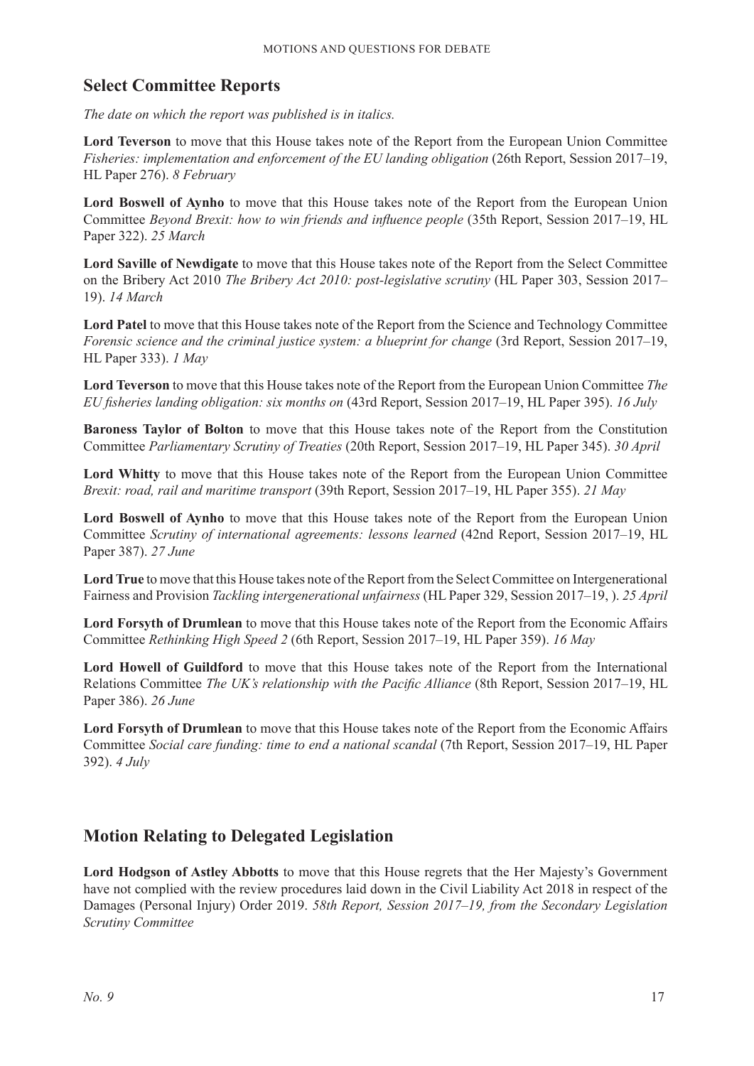## Select Committee Reports

*The date on which the report was published is in italics.*

**Lord Teverson** to move that this House takes note of the Report from the European Union Committee *Fisheries: implementation and enforcement of the EU landing obligation* (26th Report, Session 2017–19, HL Paper 276). *8 February*

**Lord Boswell of Aynho** to move that this House takes note of the Report from the European Union Committee *Beyond Brexit: how to win friends and influence people* (35th Report, Session 2017–19, HL Paper 322). *25 March*

**Lord Saville of Newdigate** to move that this House takes note of the Report from the Select Committee on the Bribery Act 2010 *The Bribery Act 2010: post-legislative scrutiny* (HL Paper 303, Session 2017–19). *14 March*

**Lord Patel** to move that this House takes note of the Report from the Science and Technology Committee *Forensic science and the criminal justice system: a blueprint for change* (3rd Report, Session 2017–19, HL Paper 333). *1 May*

**Lord Teverson** to move that this House takes note of the Report from the European Union Committee *The EU fisheries landing obligation: six months on* (43rd Report, Session 2017–19, HL Paper 395). *16 July*

**Baroness Taylor of Bolton** to move that this House takes note of the Report from the Constitution Committee *Parliamentary Scrutiny of Treaties* (20th Report, Session 2017–19, HL Paper 345). *30 April*

**Lord Whitty** to move that this House takes note of the Report from the European Union Committee *Brexit: road, rail and maritime transport* (39th Report, Session 2017–19, HL Paper 355). *21 May*

**Lord Boswell of Aynho** to move that this House takes note of the Report from the European Union Committee *Scrutiny of international agreements: lessons learned* (42nd Report, Session 2017–19, HL Paper 387). *27 June*

**Lord True** to move that this House takes note of the Report from the Select Committee on Intergenerational Fairness and Provision *Tackling intergenerational unfairness* (HL Paper 329, Session 2017–19, ). *25 April*

**Lord Forsyth of Drumlean** to move that this House takes note of the Report from the Economic Affairs Committee *Rethinking High Speed 2* (6th Report, Session 2017–19, HL Paper 359). *16 May*

**Lord Howell of Guildford** to move that this House takes note of the Report from the International Relations Committee *The UK's relationship with the Pacific Alliance* (8th Report, Session 2017–19, HL Paper 386). *26 June*

**Lord Forsyth of Drumlean** to move that this House takes note of the Report from the Economic Affairs Committee *Social care funding: time to end a national scandal* (7th Report, Session 2017–19, HL Paper 392). *4 July*

## Motion Relating to Delegated Legislation

**Lord Hodgson of Astley Abbotts** to move that this House regrets that the Her Majesty's Government have not complied with the review procedures laid down in the Civil Liability Act 2018 in respect of the Damages (Personal Injury) Order 2019. *58th Report, Session 2017–19, from the Secondary Legislation Scrutiny Committee*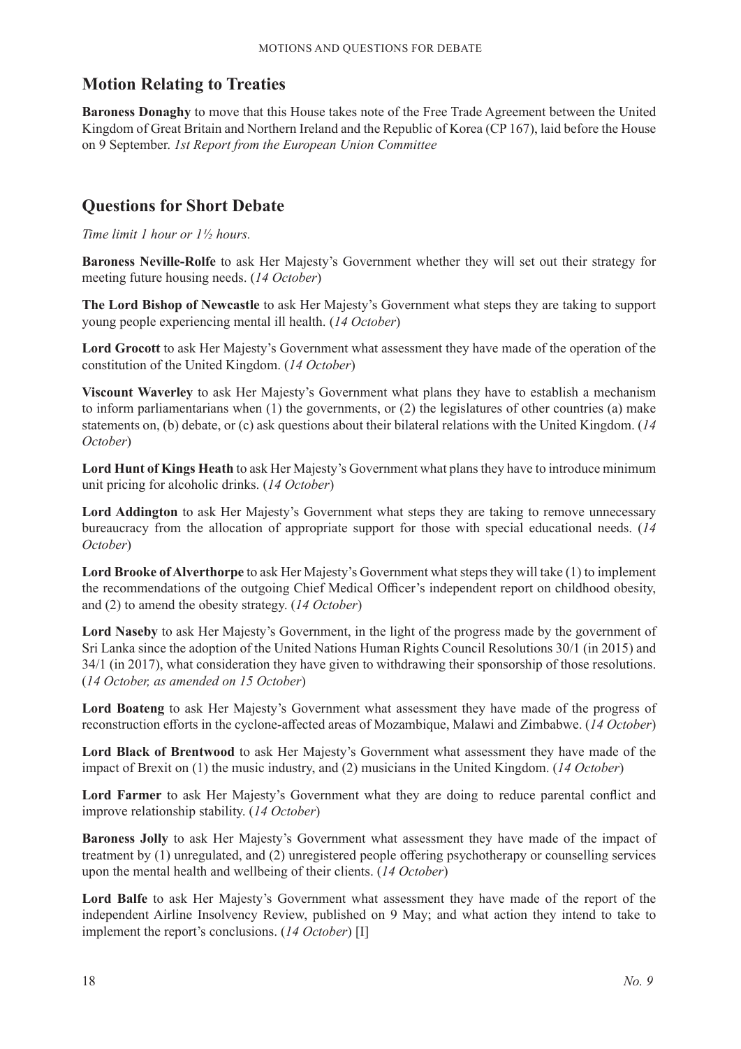## Motion Relating to Treaties

**Baroness Donaghy** to move that this House takes note of the Free Trade Agreement between the United Kingdom of Great Britain and Northern Ireland and the Republic of Korea (CP 167), laid before the House on 9 September. *1st Report from the European Union Committee*

## Questions for Short Debate

*Time limit 1 hour or 1½ hours.*

**Baroness Neville-Rolfe** to ask Her Majesty's Government whether they will set out their strategy for meeting future housing needs. (*14 October*)

**The Lord Bishop of Newcastle** to ask Her Majesty's Government what steps they are taking to support young people experiencing mental ill health. (*14 October*)

**Lord Grocott** to ask Her Majesty's Government what assessment they have made of the operation of the constitution of the United Kingdom. (*14 October*)

**Viscount Waverley** to ask Her Majesty's Government what plans they have to establish a mechanism to inform parliamentarians when (1) the governments, or (2) the legislatures of other countries (a) make statements on, (b) debate, or (c) ask questions about their bilateral relations with the United Kingdom. (*14 October*)

**Lord Hunt of Kings Heath** to ask Her Majesty's Government what plans they have to introduce minimum unit pricing for alcoholic drinks. (*14 October*)

**Lord Addington** to ask Her Majesty's Government what steps they are taking to remove unnecessary bureaucracy from the allocation of appropriate support for those with special educational needs. (*14 October*)

**Lord Brooke of Alverthorpe** to ask Her Majesty's Government what steps they will take (1) to implement the recommendations of the outgoing Chief Medical Officer's independent report on childhood obesity, and (2) to amend the obesity strategy. (*14 October*)

**Lord Naseby** to ask Her Majesty's Government, in the light of the progress made by the government of Sri Lanka since the adoption of the United Nations Human Rights Council Resolutions 30/1 (in 2015) and 34/1 (in 2017), what consideration they have given to withdrawing their sponsorship of those resolutions. (*14 October, as amended on 15 October*)

**Lord Boateng** to ask Her Majesty's Government what assessment they have made of the progress of reconstruction efforts in the cyclone-affected areas of Mozambique, Malawi and Zimbabwe. (*14 October*)

**Lord Black of Brentwood** to ask Her Majesty's Government what assessment they have made of the impact of Brexit on (1) the music industry, and (2) musicians in the United Kingdom. (*14 October*)

**Lord Farmer** to ask Her Majesty's Government what they are doing to reduce parental conflict and improve relationship stability. (*14 October*)

**Baroness Jolly** to ask Her Majesty's Government what assessment they have made of the impact of treatment by (1) unregulated, and (2) unregistered people offering psychotherapy or counselling services upon the mental health and wellbeing of their clients. (*14 October*)

**Lord Balfe** to ask Her Majesty's Government what assessment they have made of the report of the independent Airline Insolvency Review, published on 9 May; and what action they intend to take to implement the report's conclusions. (*14 October*) [I]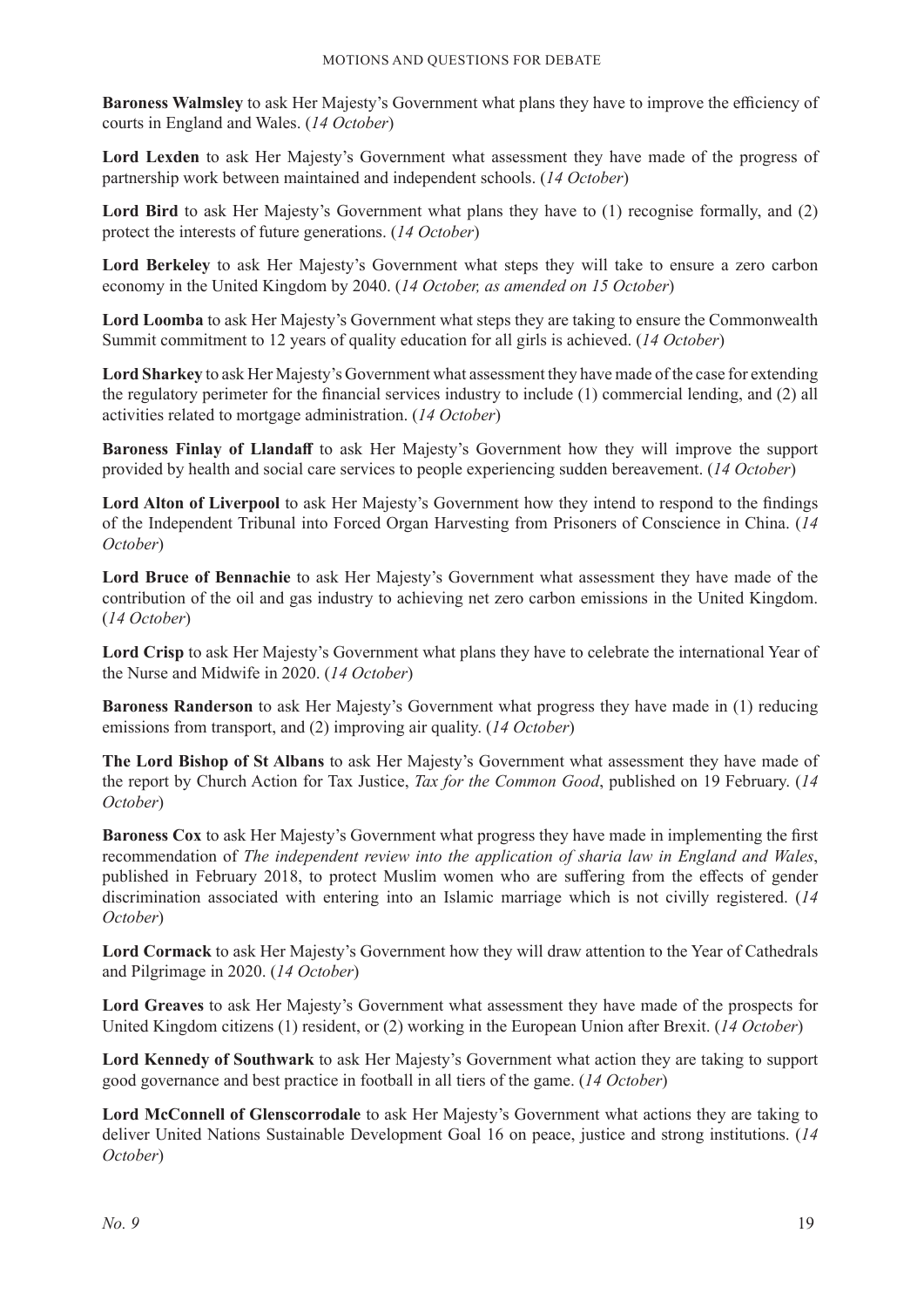**Baroness Walmsley** to ask Her Majesty's Government what plans they have to improve the efficiency of courts in England and Wales. (*14 October*)

**Lord Lexden** to ask Her Majesty's Government what assessment they have made of the progress of partnership work between maintained and independent schools. (*14 October*)

**Lord Bird** to ask Her Majesty's Government what plans they have to (1) recognise formally, and (2) protect the interests of future generations. (*14 October*)

**Lord Berkeley** to ask Her Majesty's Government what steps they will take to ensure a zero carbon economy in the United Kingdom by 2040. (*14 October, as amended on 15 October*)

**Lord Loomba** to ask Her Majesty's Government what steps they are taking to ensure the Commonwealth Summit commitment to 12 years of quality education for all girls is achieved. (*14 October*)

**Lord Sharkey** to ask Her Majesty's Government what assessment they have made of the case for extending the regulatory perimeter for the financial services industry to include (1) commercial lending, and (2) all activities related to mortgage administration. (*14 October*)

**Baroness Finlay of Llandaff** to ask Her Majesty's Government how they will improve the support provided by health and social care services to people experiencing sudden bereavement. (*14 October*)

**Lord Alton of Liverpool** to ask Her Majesty's Government how they intend to respond to the findings of the Independent Tribunal into Forced Organ Harvesting from Prisoners of Conscience in China. (*14 October*)

**Lord Bruce of Bennachie** to ask Her Majesty's Government what assessment they have made of the contribution of the oil and gas industry to achieving net zero carbon emissions in the United Kingdom. (*14 October*)

**Lord Crisp** to ask Her Majesty's Government what plans they have to celebrate the international Year of the Nurse and Midwife in 2020. (*14 October*)

**Baroness Randerson** to ask Her Majesty's Government what progress they have made in (1) reducing emissions from transport, and (2) improving air quality. (*14 October*)

**The Lord Bishop of St Albans** to ask Her Majesty's Government what assessment they have made of the report by Church Action for Tax Justice, *Tax for the Common Good*, published on 19 February. (*14 October*)

**Baroness Cox** to ask Her Majesty's Government what progress they have made in implementing the first recommendation of *The independent review into the application of sharia law in England and Wales*, published in February 2018, to protect Muslim women who are suffering from the effects of gender discrimination associated with entering into an Islamic marriage which is not civilly registered. (*14 October*)

**Lord Cormack** to ask Her Majesty's Government how they will draw attention to the Year of Cathedrals and Pilgrimage in 2020. (*14 October*)

**Lord Greaves** to ask Her Majesty's Government what assessment they have made of the prospects for United Kingdom citizens (1) resident, or (2) working in the European Union after Brexit. (*14 October*)

**Lord Kennedy of Southwark** to ask Her Majesty's Government what action they are taking to support good governance and best practice in football in all tiers of the game. (*14 October*)

**Lord McConnell of Glenscorrodale** to ask Her Majesty's Government what actions they are taking to deliver United Nations Sustainable Development Goal 16 on peace, justice and strong institutions. (*14 October*)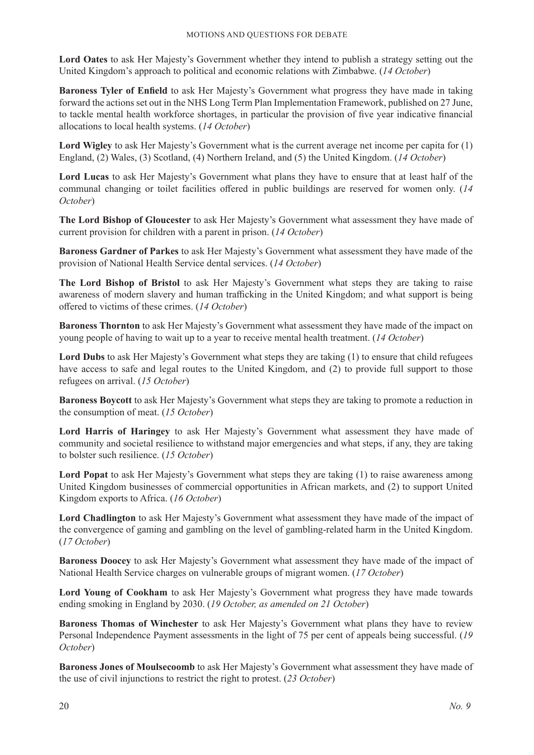**Lord Oates** to ask His Majesty's Government whether they intend to publish a strategy setting out the United Kingdom's approach to political and economic relations with Zimbabwe. (*14 October*)

**Baroness Tyler of Enfield** to ask His Majesty's Government what progress they have made in taking forward the actions set out in the NHS Long Term Plan Implementation Framework, published on 27 June, to tackle mental health workforce shortages, in particular the provision of five year indicative financial allocations to local health systems. (*14 October*)

**Lord Wigley** to ask His Majesty's Government what is the current average net income per capita for (1) England, (2) Wales, (3) Scotland, (4) Northern Ireland, and (5) the United Kingdom. (*14 October*)

**Lord Lucas** to ask His Majesty's Government what plans they have to ensure that at least half of the communal changing or toilet facilities offered in public buildings are reserved for women only. (*14 October*)

**The Lord Bishop of Gloucester** to ask His Majesty's Government what assessment they have made of current provision for children with a parent in prison. (*14 October*)

**Baroness Gardner of Parkes** to ask His Majesty's Government what assessment they have made of the provision of National Health Service dental services. (*14 October*)

**The Lord Bishop of Bristol** to ask His Majesty's Government what steps they are taking to raise awareness of modern slavery and human trafficking in the United Kingdom; and what support is being offered to victims of these crimes. (*14 October*)

**Baroness Thornton** to ask His Majesty's Government what assessment they have made of the impact on young people of having to wait up to a year to receive mental health treatment. (*14 October*)

**Lord Dubs** to ask His Majesty's Government what steps they are taking (1) to ensure that child refugees have access to safe and legal routes to the United Kingdom, and (2) to provide full support to those refugees on arrival. (*15 October*)

**Baroness Boycott** to ask His Majesty's Government what steps they are taking to promote a reduction in the consumption of meat. (*15 October*)

**Lord Harris of Haringey** to ask His Majesty's Government what assessment they have made of community and societal resilience to withstand major emergencies and what steps, if any, they are taking to bolster such resilience. (*15 October*)

**Lord Popat** to ask His Majesty's Government what steps they are taking (1) to raise awareness among United Kingdom businesses of commercial opportunities in African markets, and (2) to support United Kingdom exports to Africa. (*16 October*)

**Lord Chadlington** to ask His Majesty's Government what assessment they have made of the impact of the convergence of gaming and gambling on the level of gambling-related harm in the United Kingdom. (*17 October*)

**Baroness Doocey** to ask His Majesty's Government what assessment they have made of the impact of National Health Service charges on vulnerable groups of migrant women. (*17 October*)

**Lord Young of Cookham** to ask His Majesty's Government what progress they have made towards ending smoking in England by 2030. (*19 October, as amended on 21 October*)

**Baroness Thomas of Winchester** to ask His Majesty's Government what plans they have to review Personal Independence Payment assessments in the light of 75 per cent of appeals being successful. (*19 October*)

**Baroness Jones of Moulsecoomb** to ask His Majesty's Government what assessment they have made of the use of civil injunctions to restrict the right to protest. (*23 October*)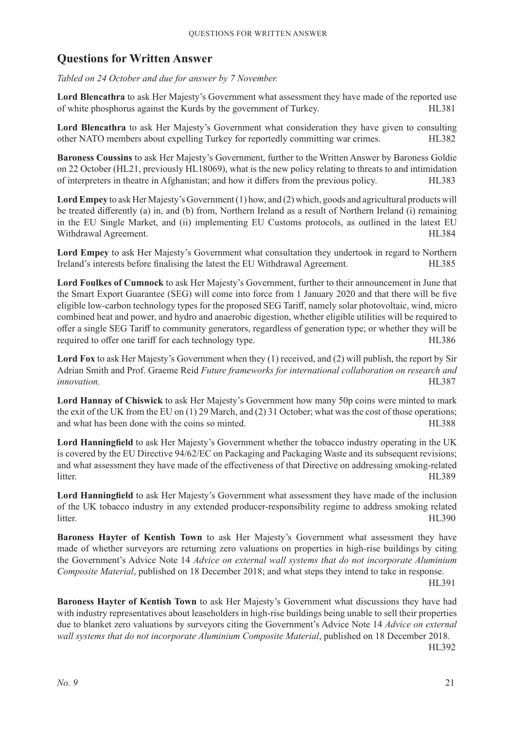## Questions for Written Answer

*Tabled on 24 October and due for answer by 7 November.*

**Lord Blencathra** to ask Her Majesty's Government what assessment they have made of the reported use of white phosphorus against the Kurds by the government of Turkey. HL381

**Lord Blencathra** to ask Her Majesty's Government what consideration they have given to consulting other NATO members about expelling Turkey for reportedly committing war crimes. HL382

**Baroness Coussins** to ask Her Majesty's Government, further to the Written Answer by Baroness Goldie on 22 October (HL21, previously HL18069), what is the new policy relating to threats to and intimidation of interpreters in theatre in Afghanistan; and how it differs from the previous policy. HL383

**Lord Empey** to ask Her Majesty's Government (1) how, and (2) which, goods and agricultural products will be treated differently (a) in, and (b) from, Northern Ireland as a result of Northern Ireland (i) remaining in the EU Single Market, and (ii) implementing EU Customs protocols, as outlined in the latest EU Withdrawal Agreement. HL384

**Lord Empey** to ask Her Majesty's Government what consultation they undertook in regard to Northern Ireland's interests before finalising the latest the EU Withdrawal Agreement. HL385

**Lord Foulkes of Cumnock** to ask Her Majesty's Government, further to their announcement in June that the Smart Export Guarantee (SEG) will come into force from 1 January 2020 and that there will be five eligible low-carbon technology types for the proposed SEG Tariff, namely solar photovoltaic, wind, micro combined heat and power, and hydro and anaerobic digestion, whether eligible utilities will be required to offer a single SEG Tariff to community generators, regardless of generation type; or whether they will be required to offer one tariff for each technology type. HL386

**Lord Fox** to ask Her Majesty's Government when they (1) received, and (2) will publish, the report by Sir Adrian Smith and Prof. Graeme Reid *Future frameworks for international collaboration on research and innovation.* HL387

**Lord Hannay of Chiswick** to ask Her Majesty's Government how many 50p coins were minted to mark the exit of the UK from the EU on (1) 29 March, and (2) 31 October; what was the cost of those operations; and what has been done with the coins so minted. HL388

**Lord Hanningfield** to ask Her Majesty's Government whether the tobacco industry operating in the UK is covered by the EU Directive 94/62/EC on Packaging and Packaging Waste and its subsequent revisions; and what assessment they have made of the effectiveness of that Directive on addressing smoking-related litter. HL389

**Lord Hanningfield** to ask Her Majesty's Government what assessment they have made of the inclusion of the UK tobacco industry in any extended producer-responsibility regime to address smoking related litter. HL390

**Baroness Hayter of Kentish Town** to ask Her Majesty's Government what assessment they have made of whether surveyors are returning zero valuations on properties in high-rise buildings by citing the Government's Advice Note 14 *Advice on external wall systems that do not incorporate Aluminium Composite Material*, published on 18 December 2018; and what steps they intend to take in response. HL391

**Baroness Hayter of Kentish Town** to ask Her Majesty's Government what discussions they have had with industry representatives about leaseholders in high-rise buildings being unable to sell their properties due to blanket zero valuations by surveyors citing the Government's Advice Note 14 *Advice on external wall systems that do not incorporate Aluminium Composite Material*, published on 18 December 2018. HL392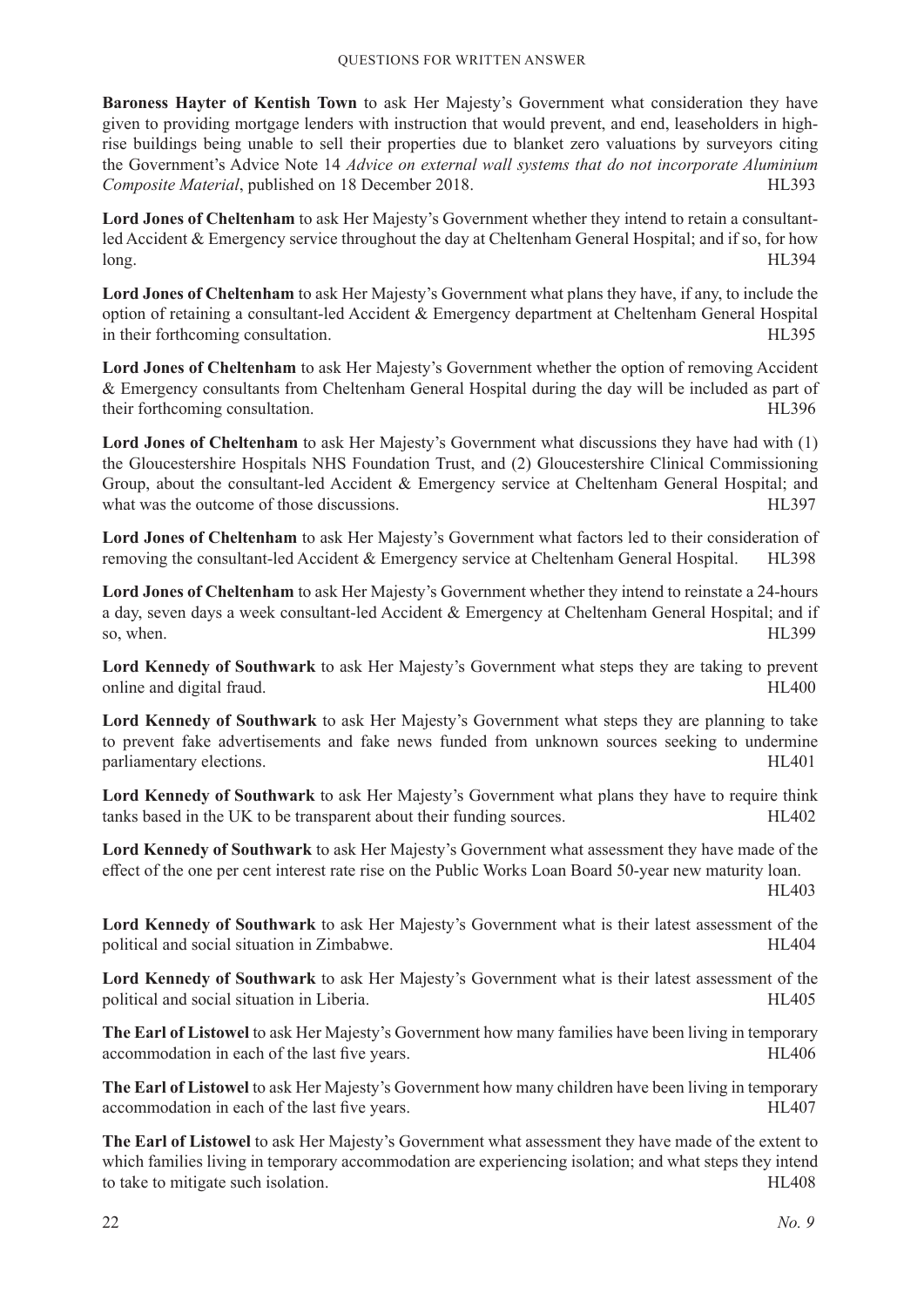**Baroness Hayter of Kentish Town** to ask Her Majesty's Government what consideration they have given to providing mortgage lenders with instruction that would prevent, and end, leaseholders in high-rise buildings being unable to sell their properties due to blanket zero valuations by surveyors citing the Government's Advice Note 14 *Advice on external wall systems that do not incorporate Aluminium Composite Material*, published on 18 December 2018. HL393

**Lord Jones of Cheltenham** to ask Her Majesty's Government whether they intend to retain a consultant-led Accident & Emergency service throughout the day at Cheltenham General Hospital; and if so, for how long. HL394

**Lord Jones of Cheltenham** to ask Her Majesty's Government what plans they have, if any, to include the option of retaining a consultant-led Accident & Emergency department at Cheltenham General Hospital in their forthcoming consultation. HL395

**Lord Jones of Cheltenham** to ask Her Majesty's Government whether the option of removing Accident & Emergency consultants from Cheltenham General Hospital during the day will be included as part of their forthcoming consultation. HL396

**Lord Jones of Cheltenham** to ask Her Majesty's Government what discussions they have had with (1) the Gloucestershire Hospitals NHS Foundation Trust, and (2) Gloucestershire Clinical Commissioning Group, about the consultant-led Accident & Emergency service at Cheltenham General Hospital; and what was the outcome of those discussions. HL397

**Lord Jones of Cheltenham** to ask Her Majesty's Government what factors led to their consideration of removing the consultant-led Accident & Emergency service at Cheltenham General Hospital. HL398

**Lord Jones of Cheltenham** to ask Her Majesty's Government whether they intend to reinstate a 24-hours a day, seven days a week consultant-led Accident & Emergency at Cheltenham General Hospital; and if so, when. HL399

**Lord Kennedy of Southwark** to ask Her Majesty's Government what steps they are taking to prevent online and digital fraud. HL400

**Lord Kennedy of Southwark** to ask Her Majesty's Government what steps they are planning to take to prevent fake advertisements and fake news funded from unknown sources seeking to undermine parliamentary elections. HL401

**Lord Kennedy of Southwark** to ask Her Majesty's Government what plans they have to require think tanks based in the UK to be transparent about their funding sources. HL402

**Lord Kennedy of Southwark** to ask Her Majesty's Government what assessment they have made of the effect of the one per cent interest rate rise on the Public Works Loan Board 50-year new maturity loan. HL403

**Lord Kennedy of Southwark** to ask Her Majesty's Government what is their latest assessment of the political and social situation in Zimbabwe. HL404

**Lord Kennedy of Southwark** to ask Her Majesty's Government what is their latest assessment of the political and social situation in Liberia. HL405

**The Earl of Listowel** to ask Her Majesty's Government how many families have been living in temporary accommodation in each of the last five years. HL406

**The Earl of Listowel** to ask Her Majesty's Government how many children have been living in temporary accommodation in each of the last five years. HL407

**The Earl of Listowel** to ask Her Majesty's Government what assessment they have made of the extent to which families living in temporary accommodation are experiencing isolation; and what steps they intend to take to mitigate such isolation. HL408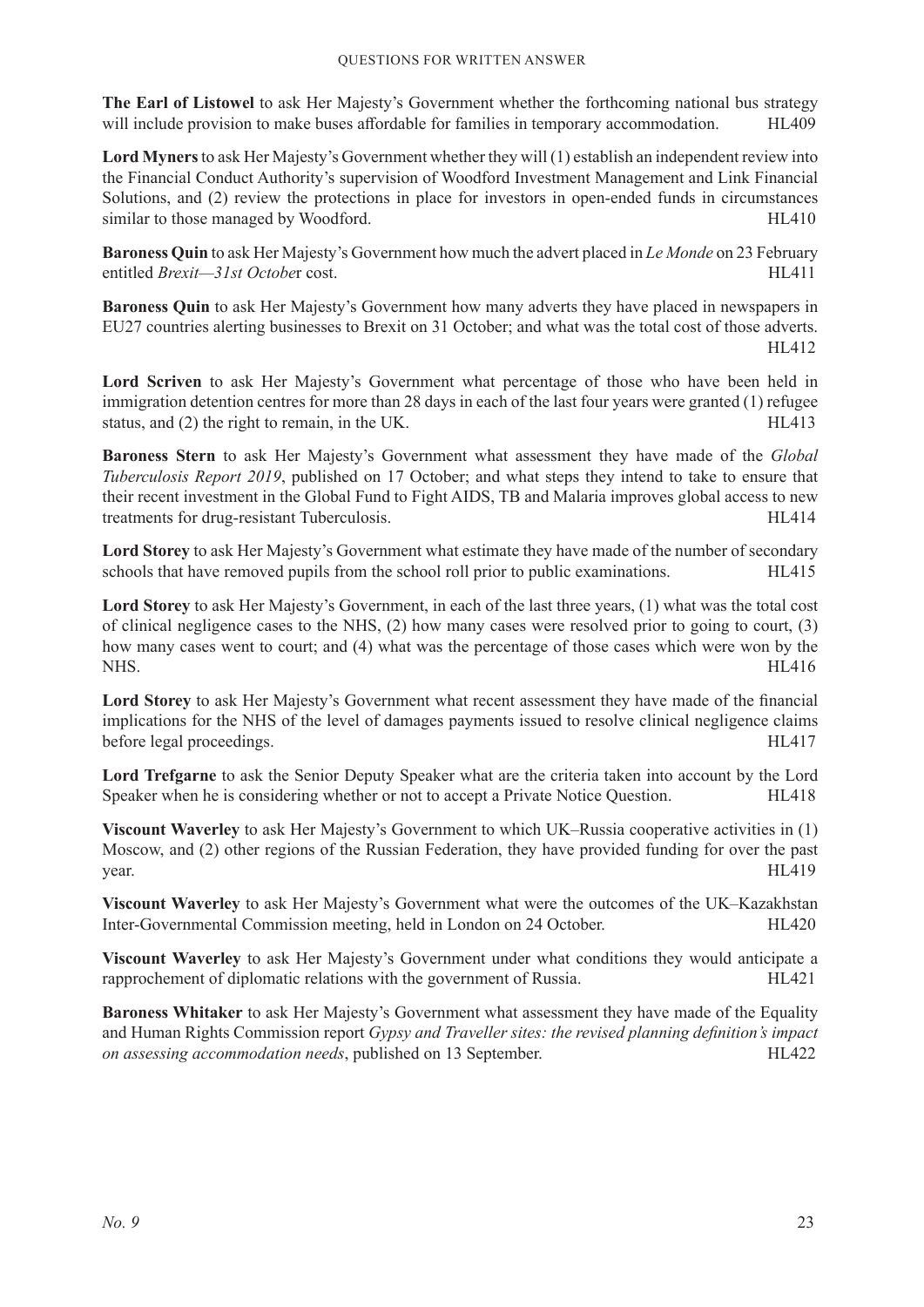**The Earl of Listowel** to ask Her Majesty's Government whether the forthcoming national bus strategy will include provision to make buses affordable for families in temporary accommodation. HL409

**Lord Myners** to ask Her Majesty's Government whether they will (1) establish an independent review into the Financial Conduct Authority's supervision of Woodford Investment Management and Link Financial Solutions, and (2) review the protections in place for investors in open-ended funds in circumstances similar to those managed by Woodford. HL410

**Baroness Quin** to ask Her Majesty's Government how much the advert placed in *Le Monde* on 23 February entitled *Brexit—31st Octobe*r cost. HL411

**Baroness Quin** to ask Her Majesty's Government how many adverts they have placed in newspapers in EU27 countries alerting businesses to Brexit on 31 October; and what was the total cost of those adverts. HL412

**Lord Scriven** to ask Her Majesty's Government what percentage of those who have been held in immigration detention centres for more than 28 days in each of the last four years were granted (1) refugee status, and (2) the right to remain, in the UK. HL413

**Baroness Stern** to ask Her Majesty's Government what assessment they have made of the *Global Tuberculosis Report 2019*, published on 17 October; and what steps they intend to take to ensure that their recent investment in the Global Fund to Fight AIDS, TB and Malaria improves global access to new treatments for drug-resistant Tuberculosis. HL414

**Lord Storey** to ask Her Majesty's Government what estimate they have made of the number of secondary schools that have removed pupils from the school roll prior to public examinations. HL415

**Lord Storey** to ask Her Majesty's Government, in each of the last three years, (1) what was the total cost of clinical negligence cases to the NHS, (2) how many cases were resolved prior to going to court, (3) how many cases went to court; and (4) what was the percentage of those cases which were won by the NHS. HL416

**Lord Storey** to ask Her Majesty's Government what recent assessment they have made of the financial implications for the NHS of the level of damages payments issued to resolve clinical negligence claims before legal proceedings. HL417

**Lord Trefgarne** to ask the Senior Deputy Speaker what are the criteria taken into account by the Lord Speaker when he is considering whether or not to accept a Private Notice Question. HL418

**Viscount Waverley** to ask Her Majesty's Government to which UK–Russia cooperative activities in (1) Moscow, and (2) other regions of the Russian Federation, they have provided funding for over the past year. HL419

**Viscount Waverley** to ask Her Majesty's Government what were the outcomes of the UK–Kazakhstan Inter-Governmental Commission meeting, held in London on 24 October. HL420

**Viscount Waverley** to ask Her Majesty's Government under what conditions they would anticipate a rapprochement of diplomatic relations with the government of Russia. HL421

**Baroness Whitaker** to ask Her Majesty's Government what assessment they have made of the Equality and Human Rights Commission report *Gypsy and Traveller sites: the revised planning definition's impact on assessing accommodation needs*, published on 13 September. HL422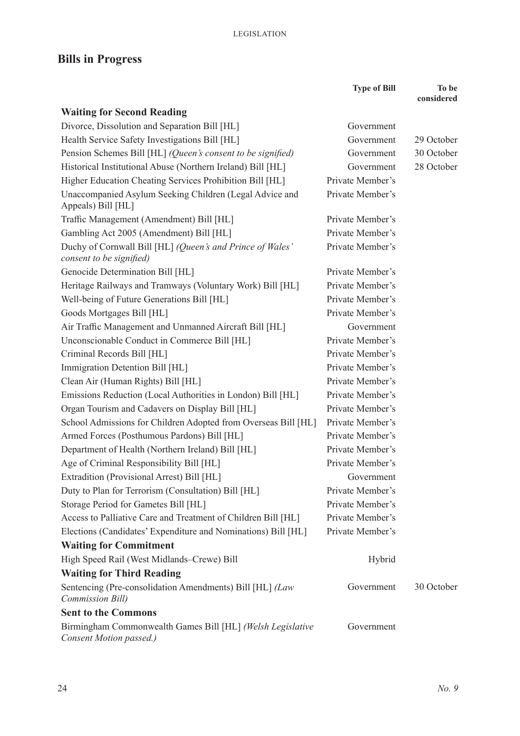## Bills in Progress

| | Type of Bill | To be considered |
|---|---|---|
| **Waiting for Second Reading** | | |
| Divorce, Dissolution and Separation Bill [HL] | Government | |
| Health Service Safety Investigations Bill [HL] | Government | 29 October |
| Pension Schemes Bill [HL] *(Queen's consent to be signified)* | Government | 30 October |
| Historical Institutional Abuse (Northern Ireland) Bill [HL] | Government | 28 October |
| Higher Education Cheating Services Prohibition Bill [HL] | Private Member's | |
| Unaccompanied Asylum Seeking Children (Legal Advice and Appeals) Bill [HL] | Private Member's | |
| Traffic Management (Amendment) Bill [HL] | Private Member's | |
| Gambling Act 2005 (Amendment) Bill [HL] | Private Member's | |
| Duchy of Cornwall Bill [HL] *(Queen's and Prince of Wales' consent to be signified)* | Private Member's | |
| Genocide Determination Bill [HL] | Private Member's | |
| Heritage Railways and Tramways (Voluntary Work) Bill [HL] | Private Member's | |
| Well-being of Future Generations Bill [HL] | Private Member's | |
| Goods Mortgages Bill [HL] | Private Member's | |
| Air Traffic Management and Unmanned Aircraft Bill [HL] | Government | |
| Unconscionable Conduct in Commerce Bill [HL] | Private Member's | |
| Criminal Records Bill [HL] | Private Member's | |
| Immigration Detention Bill [HL] | Private Member's | |
| Clean Air (Human Rights) Bill [HL] | Private Member's | |
| Emissions Reduction (Local Authorities in London) Bill [HL] | Private Member's | |
| Organ Tourism and Cadavers on Display Bill [HL] | Private Member's | |
| School Admissions for Children Adopted from Overseas Bill [HL] | Private Member's | |
| Armed Forces (Posthumous Pardons) Bill [HL] | Private Member's | |
| Department of Health (Northern Ireland) Bill [HL] | Private Member's | |
| Age of Criminal Responsibility Bill [HL] | Private Member's | |
| Extradition (Provisional Arrest) Bill [HL] | Government | |
| Duty to Plan for Terrorism (Consultation) Bill [HL] | Private Member's | |
| Storage Period for Gametes Bill [HL] | Private Member's | |
| Access to Palliative Care and Treatment of Children Bill [HL] | Private Member's | |
| Elections (Candidates' Expenditure and Nominations) Bill [HL] | Private Member's | |
| **Waiting for Commitment** | | |
| High Speed Rail (West Midlands–Crewe) Bill | Hybrid | |
| **Waiting for Third Reading** | | |
| Sentencing (Pre-consolidation Amendments) Bill [HL] *(Law Commission Bill)* | Government | 30 October |
| **Sent to the Commons** | | |
| Birmingham Commonwealth Games Bill [HL] *(Welsh Legislative Consent Motion passed.)* | Government | |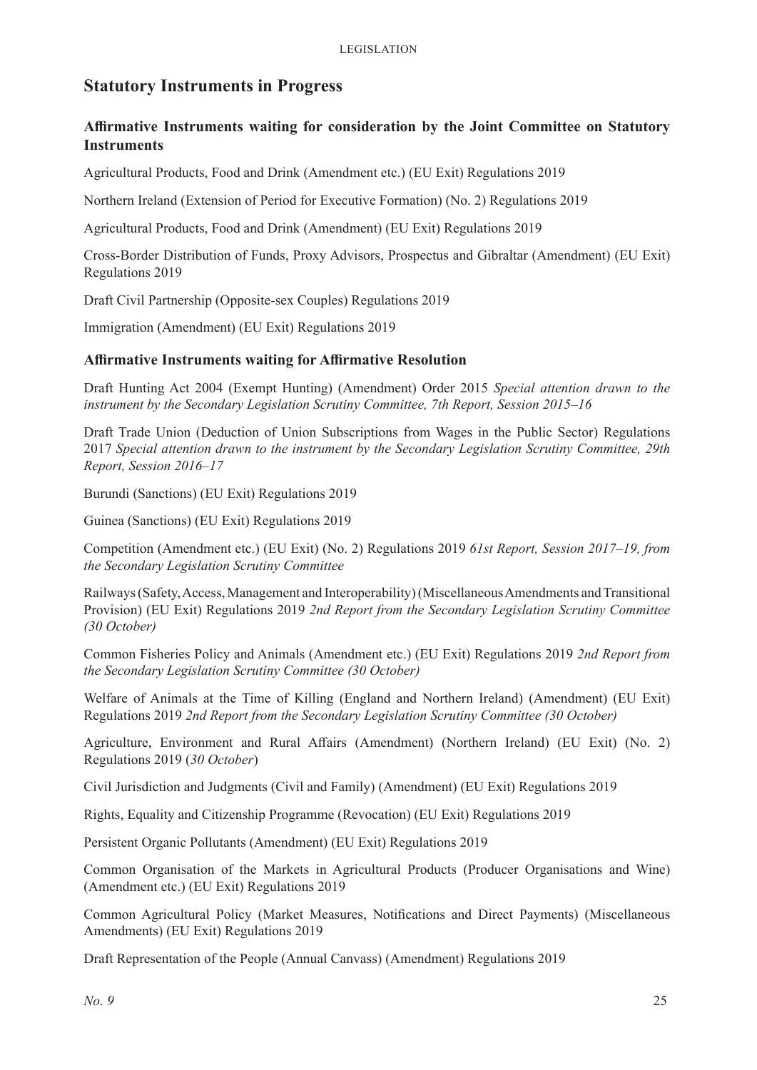## Statutory Instruments in Progress

### Affirmative Instruments waiting for consideration by the Joint Committee on Statutory Instruments

Agricultural Products, Food and Drink (Amendment etc.) (EU Exit) Regulations 2019

Northern Ireland (Extension of Period for Executive Formation) (No. 2) Regulations 2019

Agricultural Products, Food and Drink (Amendment) (EU Exit) Regulations 2019

Cross-Border Distribution of Funds, Proxy Advisors, Prospectus and Gibraltar (Amendment) (EU Exit) Regulations 2019

Draft Civil Partnership (Opposite-sex Couples) Regulations 2019

Immigration (Amendment) (EU Exit) Regulations 2019

### Affirmative Instruments waiting for Affirmative Resolution

Draft Hunting Act 2004 (Exempt Hunting) (Amendment) Order 2015 *Special attention drawn to the instrument by the Secondary Legislation Scrutiny Committee, 7th Report, Session 2015–16*

Draft Trade Union (Deduction of Union Subscriptions from Wages in the Public Sector) Regulations 2017 *Special attention drawn to the instrument by the Secondary Legislation Scrutiny Committee, 29th Report, Session 2016–17*

Burundi (Sanctions) (EU Exit) Regulations 2019

Guinea (Sanctions) (EU Exit) Regulations 2019

Competition (Amendment etc.) (EU Exit) (No. 2) Regulations 2019 *61st Report, Session 2017–19, from the Secondary Legislation Scrutiny Committee*

Railways (Safety, Access, Management and Interoperability) (Miscellaneous Amendments and Transitional Provision) (EU Exit) Regulations 2019 *2nd Report from the Secondary Legislation Scrutiny Committee (30 October)*

Common Fisheries Policy and Animals (Amendment etc.) (EU Exit) Regulations 2019 *2nd Report from the Secondary Legislation Scrutiny Committee (30 October)*

Welfare of Animals at the Time of Killing (England and Northern Ireland) (Amendment) (EU Exit) Regulations 2019 *2nd Report from the Secondary Legislation Scrutiny Committee (30 October)*

Agriculture, Environment and Rural Affairs (Amendment) (Northern Ireland) (EU Exit) (No. 2) Regulations 2019 (*30 October*)

Civil Jurisdiction and Judgments (Civil and Family) (Amendment) (EU Exit) Regulations 2019

Rights, Equality and Citizenship Programme (Revocation) (EU Exit) Regulations 2019

Persistent Organic Pollutants (Amendment) (EU Exit) Regulations 2019

Common Organisation of the Markets in Agricultural Products (Producer Organisations and Wine) (Amendment etc.) (EU Exit) Regulations 2019

Common Agricultural Policy (Market Measures, Notifications and Direct Payments) (Miscellaneous Amendments) (EU Exit) Regulations 2019

Draft Representation of the People (Annual Canvass) (Amendment) Regulations 2019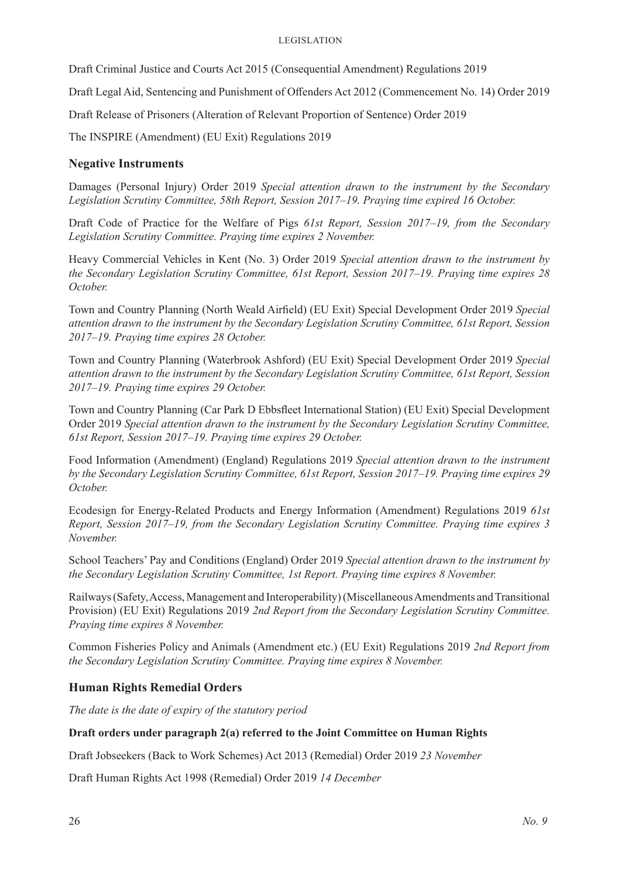Draft Criminal Justice and Courts Act 2015 (Consequential Amendment) Regulations 2019

Draft Legal Aid, Sentencing and Punishment of Offenders Act 2012 (Commencement No. 14) Order 2019

Draft Release of Prisoners (Alteration of Relevant Proportion of Sentence) Order 2019

The INSPIRE (Amendment) (EU Exit) Regulations 2019

## Negative Instruments

Damages (Personal Injury) Order 2019 *Special attention drawn to the instrument by the Secondary Legislation Scrutiny Committee, 58th Report, Session 2017–19. Praying time expired 16 October.*

Draft Code of Practice for the Welfare of Pigs *61st Report, Session 2017–19, from the Secondary Legislation Scrutiny Committee. Praying time expires 2 November.*

Heavy Commercial Vehicles in Kent (No. 3) Order 2019 *Special attention drawn to the instrument by the Secondary Legislation Scrutiny Committee, 61st Report, Session 2017–19. Praying time expires 28 October.*

Town and Country Planning (North Weald Airfield) (EU Exit) Special Development Order 2019 *Special attention drawn to the instrument by the Secondary Legislation Scrutiny Committee, 61st Report, Session 2017–19. Praying time expires 28 October.*

Town and Country Planning (Waterbrook Ashford) (EU Exit) Special Development Order 2019 *Special attention drawn to the instrument by the Secondary Legislation Scrutiny Committee, 61st Report, Session 2017–19. Praying time expires 29 October.*

Town and Country Planning (Car Park D Ebbsfleet International Station) (EU Exit) Special Development Order 2019 *Special attention drawn to the instrument by the Secondary Legislation Scrutiny Committee, 61st Report, Session 2017–19. Praying time expires 29 October.*

Food Information (Amendment) (England) Regulations 2019 *Special attention drawn to the instrument by the Secondary Legislation Scrutiny Committee, 61st Report, Session 2017–19. Praying time expires 29 October.*

Ecodesign for Energy-Related Products and Energy Information (Amendment) Regulations 2019 *61st Report, Session 2017–19, from the Secondary Legislation Scrutiny Committee. Praying time expires 3 November.*

School Teachers' Pay and Conditions (England) Order 2019 *Special attention drawn to the instrument by the Secondary Legislation Scrutiny Committee, 1st Report. Praying time expires 8 November.*

Railways (Safety, Access, Management and Interoperability) (Miscellaneous Amendments and Transitional Provision) (EU Exit) Regulations 2019 *2nd Report from the Secondary Legislation Scrutiny Committee. Praying time expires 8 November.*

Common Fisheries Policy and Animals (Amendment etc.) (EU Exit) Regulations 2019 *2nd Report from the Secondary Legislation Scrutiny Committee. Praying time expires 8 November.*

## Human Rights Remedial Orders

*The date is the date of expiry of the statutory period*

**Draft orders under paragraph 2(a) referred to the Joint Committee on Human Rights**

Draft Jobseekers (Back to Work Schemes) Act 2013 (Remedial) Order 2019 *23 November*

Draft Human Rights Act 1998 (Remedial) Order 2019 *14 December*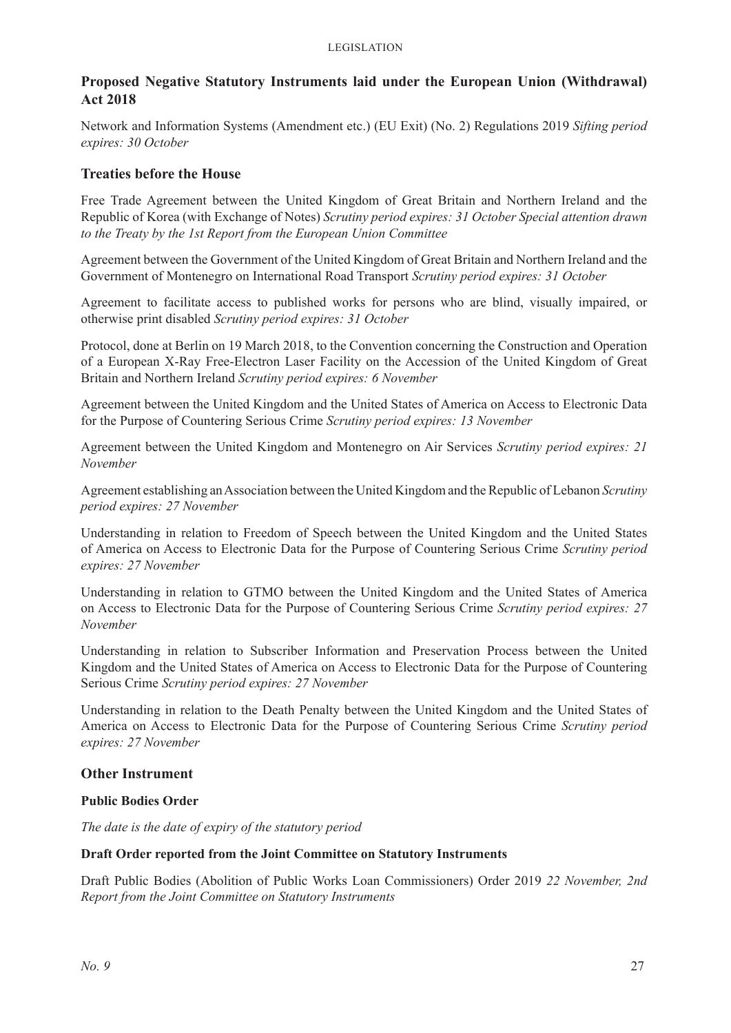## Proposed Negative Statutory Instruments laid under the European Union (Withdrawal) Act 2018

Network and Information Systems (Amendment etc.) (EU Exit) (No. 2) Regulations 2019 *Sifting period expires: 30 October*

## Treaties before the House

Free Trade Agreement between the United Kingdom of Great Britain and Northern Ireland and the Republic of Korea (with Exchange of Notes) *Scrutiny period expires: 31 October Special attention drawn to the Treaty by the 1st Report from the European Union Committee*

Agreement between the Government of the United Kingdom of Great Britain and Northern Ireland and the Government of Montenegro on International Road Transport *Scrutiny period expires: 31 October*

Agreement to facilitate access to published works for persons who are blind, visually impaired, or otherwise print disabled *Scrutiny period expires: 31 October*

Protocol, done at Berlin on 19 March 2018, to the Convention concerning the Construction and Operation of a European X-Ray Free-Electron Laser Facility on the Accession of the United Kingdom of Great Britain and Northern Ireland *Scrutiny period expires: 6 November*

Agreement between the United Kingdom and the United States of America on Access to Electronic Data for the Purpose of Countering Serious Crime *Scrutiny period expires: 13 November*

Agreement between the United Kingdom and Montenegro on Air Services *Scrutiny period expires: 21 November*

Agreement establishing an Association between the United Kingdom and the Republic of Lebanon *Scrutiny period expires: 27 November*

Understanding in relation to Freedom of Speech between the United Kingdom and the United States of America on Access to Electronic Data for the Purpose of Countering Serious Crime *Scrutiny period expires: 27 November*

Understanding in relation to GTMO between the United Kingdom and the United States of America on Access to Electronic Data for the Purpose of Countering Serious Crime *Scrutiny period expires: 27 November*

Understanding in relation to Subscriber Information and Preservation Process between the United Kingdom and the United States of America on Access to Electronic Data for the Purpose of Countering Serious Crime *Scrutiny period expires: 27 November*

Understanding in relation to the Death Penalty between the United Kingdom and the United States of America on Access to Electronic Data for the Purpose of Countering Serious Crime *Scrutiny period expires: 27 November*

## Other Instrument

### Public Bodies Order

*The date is the date of expiry of the statutory period*

#### Draft Order reported from the Joint Committee on Statutory Instruments

Draft Public Bodies (Abolition of Public Works Loan Commissioners) Order 2019 *22 November, 2nd Report from the Joint Committee on Statutory Instruments*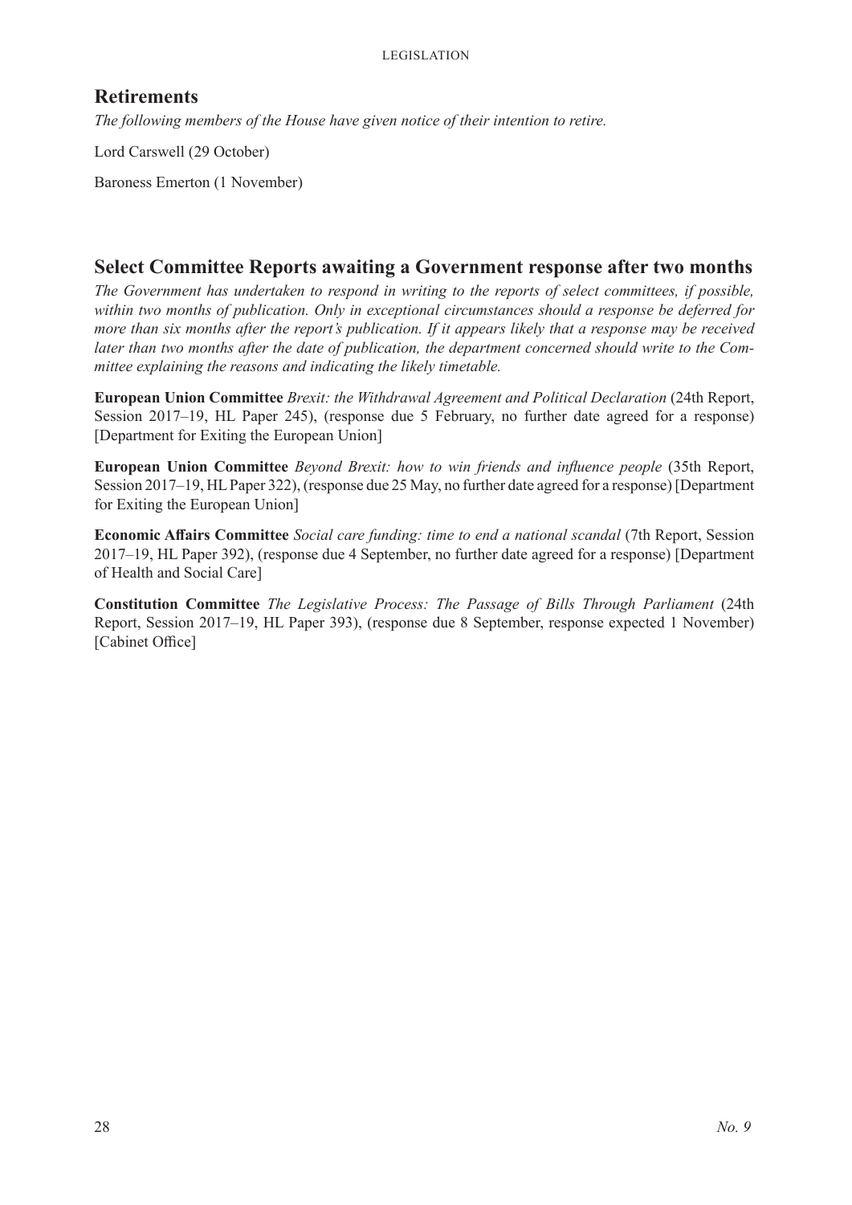## Retirements

*The following members of the House have given notice of their intention to retire.*

Lord Carswell (29 October)

Baroness Emerton (1 November)

## Select Committee Reports awaiting a Government response after two months

*The Government has undertaken to respond in writing to the reports of select committees, if possible, within two months of publication. Only in exceptional circumstances should a response be deferred for more than six months after the report's publication. If it appears likely that a response may be received later than two months after the date of publication, the department concerned should write to the Committee explaining the reasons and indicating the likely timetable.*

**European Union Committee** *Brexit: the Withdrawal Agreement and Political Declaration* (24th Report, Session 2017–19, HL Paper 245), (response due 5 February, no further date agreed for a response) [Department for Exiting the European Union]

**European Union Committee** *Beyond Brexit: how to win friends and influence people* (35th Report, Session 2017–19, HL Paper 322), (response due 25 May, no further date agreed for a response) [Department for Exiting the European Union]

**Economic Affairs Committee** *Social care funding: time to end a national scandal* (7th Report, Session 2017–19, HL Paper 392), (response due 4 September, no further date agreed for a response) [Department of Health and Social Care]

**Constitution Committee** *The Legislative Process: The Passage of Bills Through Parliament* (24th Report, Session 2017–19, HL Paper 393), (response due 8 September, response expected 1 November) [Cabinet Office]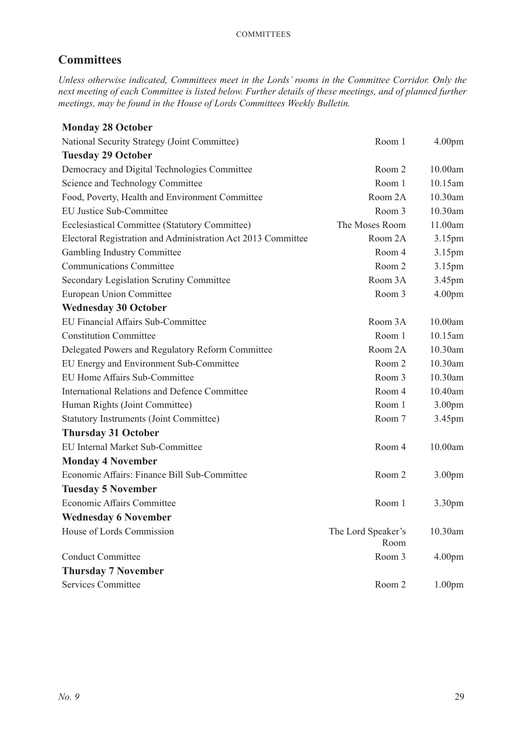## Committees

*Unless otherwise indicated, Committees meet in the Lords' rooms in the Committee Corridor. Only the next meeting of each Committee is listed below. Further details of these meetings, and of planned further meetings, may be found in the House of Lords Committees Weekly Bulletin.*

| | | |
|---|---|---|
| **Monday 28 October** | | |
| National Security Strategy (Joint Committee) | Room 1 | 4.00pm |
| **Tuesday 29 October** | | |
| Democracy and Digital Technologies Committee | Room 2 | 10.00am |
| Science and Technology Committee | Room 1 | 10.15am |
| Food, Poverty, Health and Environment Committee | Room 2A | 10.30am |
| EU Justice Sub-Committee | Room 3 | 10.30am |
| Ecclesiastical Committee (Statutory Committee) | The Moses Room | 11.00am |
| Electoral Registration and Administration Act 2013 Committee | Room 2A | 3.15pm |
| Gambling Industry Committee | Room 4 | 3.15pm |
| Communications Committee | Room 2 | 3.15pm |
| Secondary Legislation Scrutiny Committee | Room 3A | 3.45pm |
| European Union Committee | Room 3 | 4.00pm |
| **Wednesday 30 October** | | |
| EU Financial Affairs Sub-Committee | Room 3A | 10.00am |
| Constitution Committee | Room 1 | 10.15am |
| Delegated Powers and Regulatory Reform Committee | Room 2A | 10.30am |
| EU Energy and Environment Sub-Committee | Room 2 | 10.30am |
| EU Home Affairs Sub-Committee | Room 3 | 10.30am |
| International Relations and Defence Committee | Room 4 | 10.40am |
| Human Rights (Joint Committee) | Room 1 | 3.00pm |
| Statutory Instruments (Joint Committee) | Room 7 | 3.45pm |
| **Thursday 31 October** | | |
| EU Internal Market Sub-Committee | Room 4 | 10.00am |
| **Monday 4 November** | | |
| Economic Affairs: Finance Bill Sub-Committee | Room 2 | 3.00pm |
| **Tuesday 5 November** | | |
| Economic Affairs Committee | Room 1 | 3.30pm |
| **Wednesday 6 November** | | |
| House of Lords Commission | The Lord Speaker's Room | 10.30am |
| Conduct Committee | Room 3 | 4.00pm |
| **Thursday 7 November** | | |
| Services Committee | Room 2 | 1.00pm |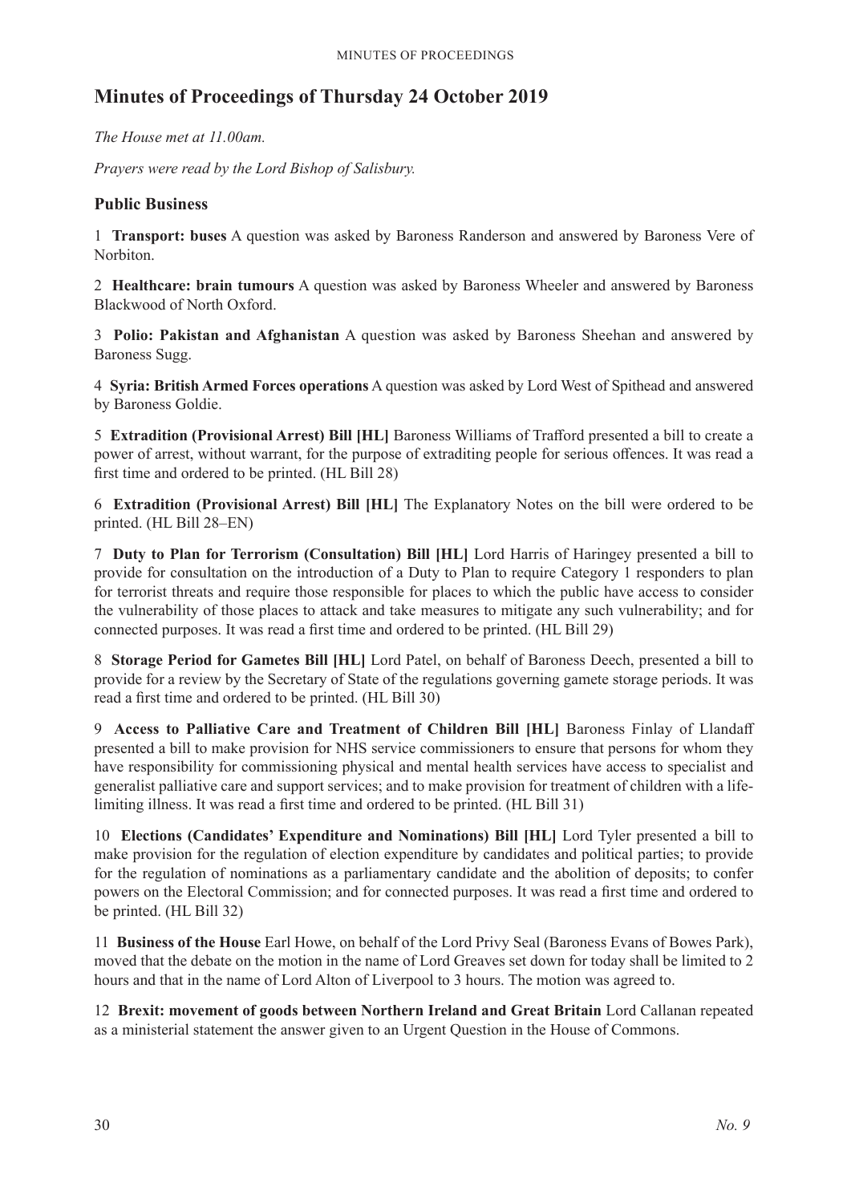# Minutes of Proceedings of Thursday 24 October 2019

*The House met at 11.00am.*

*Prayers were read by the Lord Bishop of Salisbury.*

## Public Business

1 **Transport: buses** A question was asked by Baroness Randerson and answered by Baroness Vere of Norbiton.

2 **Healthcare: brain tumours** A question was asked by Baroness Wheeler and answered by Baroness Blackwood of North Oxford.

3 **Polio: Pakistan and Afghanistan** A question was asked by Baroness Sheehan and answered by Baroness Sugg.

4 **Syria: British Armed Forces operations** A question was asked by Lord West of Spithead and answered by Baroness Goldie.

5 **Extradition (Provisional Arrest) Bill [HL]** Baroness Williams of Trafford presented a bill to create a power of arrest, without warrant, for the purpose of extraditing people for serious offences. It was read a first time and ordered to be printed. (HL Bill 28)

6 **Extradition (Provisional Arrest) Bill [HL]** The Explanatory Notes on the bill were ordered to be printed. (HL Bill 28–EN)

7 **Duty to Plan for Terrorism (Consultation) Bill [HL]** Lord Harris of Haringey presented a bill to provide for consultation on the introduction of a Duty to Plan to require Category 1 responders to plan for terrorist threats and require those responsible for places to which the public have access to consider the vulnerability of those places to attack and take measures to mitigate any such vulnerability; and for connected purposes. It was read a first time and ordered to be printed. (HL Bill 29)

8 **Storage Period for Gametes Bill [HL]** Lord Patel, on behalf of Baroness Deech, presented a bill to provide for a review by the Secretary of State of the regulations governing gamete storage periods. It was read a first time and ordered to be printed. (HL Bill 30)

9 **Access to Palliative Care and Treatment of Children Bill [HL]** Baroness Finlay of Llandaff presented a bill to make provision for NHS service commissioners to ensure that persons for whom they have responsibility for commissioning physical and mental health services have access to specialist and generalist palliative care and support services; and to make provision for treatment of children with a life-limiting illness. It was read a first time and ordered to be printed. (HL Bill 31)

10 **Elections (Candidates' Expenditure and Nominations) Bill [HL]** Lord Tyler presented a bill to make provision for the regulation of election expenditure by candidates and political parties; to provide for the regulation of nominations as a parliamentary candidate and the abolition of deposits; to confer powers on the Electoral Commission; and for connected purposes. It was read a first time and ordered to be printed. (HL Bill 32)

11 **Business of the House** Earl Howe, on behalf of the Lord Privy Seal (Baroness Evans of Bowes Park), moved that the debate on the motion in the name of Lord Greaves set down for today shall be limited to 2 hours and that in the name of Lord Alton of Liverpool to 3 hours. The motion was agreed to.

12 **Brexit: movement of goods between Northern Ireland and Great Britain** Lord Callanan repeated as a ministerial statement the answer given to an Urgent Question in the House of Commons.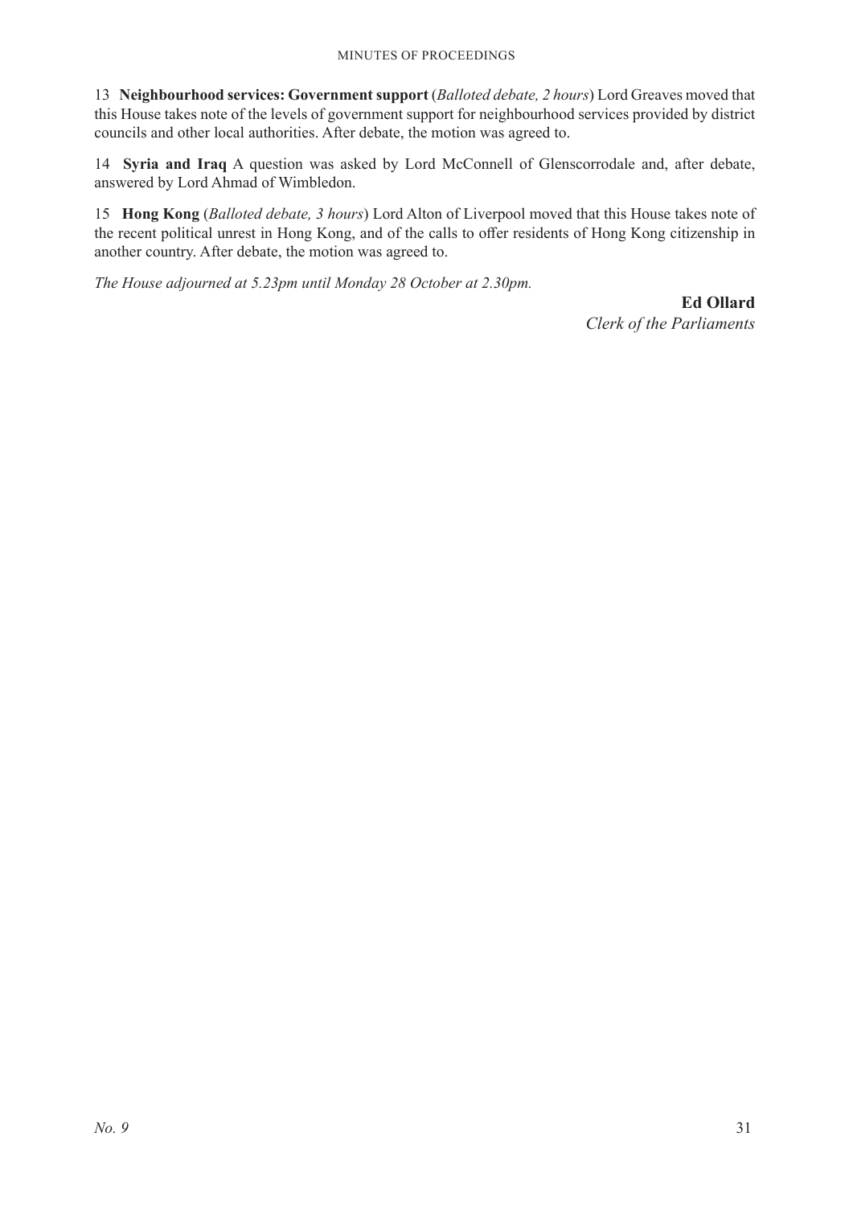13 **Neighbourhood services: Government support** (*Balloted debate, 2 hours*) Lord Greaves moved that this House takes note of the levels of government support for neighbourhood services provided by district councils and other local authorities. After debate, the motion was agreed to.

14 **Syria and Iraq** A question was asked by Lord McConnell of Glenscorrodale and, after debate, answered by Lord Ahmad of Wimbledon.

15 **Hong Kong** (*Balloted debate, 3 hours*) Lord Alton of Liverpool moved that this House takes note of the recent political unrest in Hong Kong, and of the calls to offer residents of Hong Kong citizenship in another country. After debate, the motion was agreed to.

*The House adjourned at 5.23pm until Monday 28 October at 2.30pm.*

**Ed Ollard**
*Clerk of the Parliaments*

*No. 9*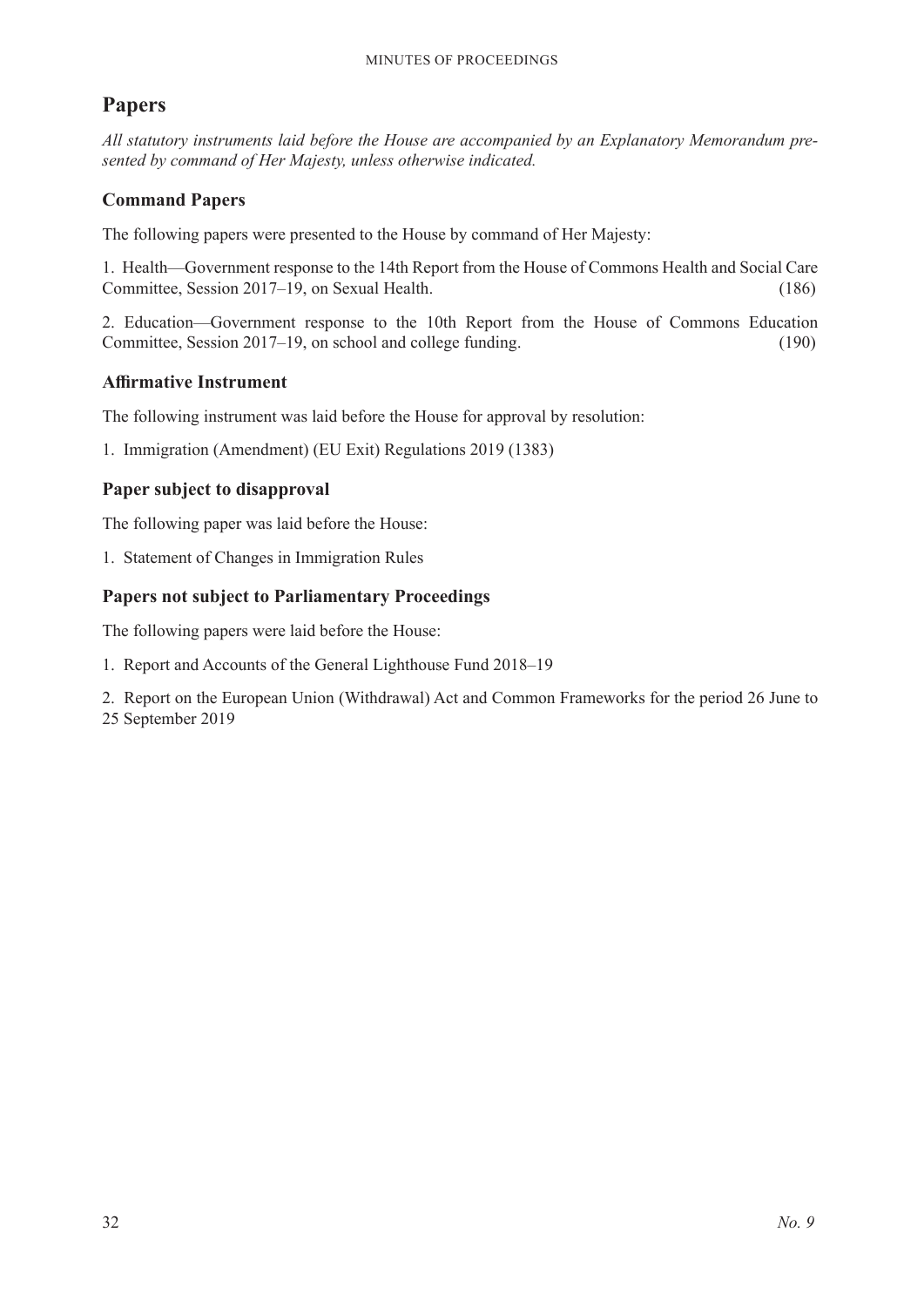## Papers

*All statutory instruments laid before the House are accompanied by an Explanatory Memorandum presented by command of Her Majesty, unless otherwise indicated.*

### Command Papers

The following papers were presented to the House by command of Her Majesty:

1. Health—Government response to the 14th Report from the House of Commons Health and Social Care Committee, Session 2017–19, on Sexual Health. (186)

2. Education—Government response to the 10th Report from the House of Commons Education Committee, Session 2017–19, on school and college funding. (190)

### Affirmative Instrument

The following instrument was laid before the House for approval by resolution:

1. Immigration (Amendment) (EU Exit) Regulations 2019 (1383)

### Paper subject to disapproval

The following paper was laid before the House:

1. Statement of Changes in Immigration Rules

### Papers not subject to Parliamentary Proceedings

The following papers were laid before the House:

1. Report and Accounts of the General Lighthouse Fund 2018–19

2. Report on the European Union (Withdrawal) Act and Common Frameworks for the period 26 June to 25 September 2019